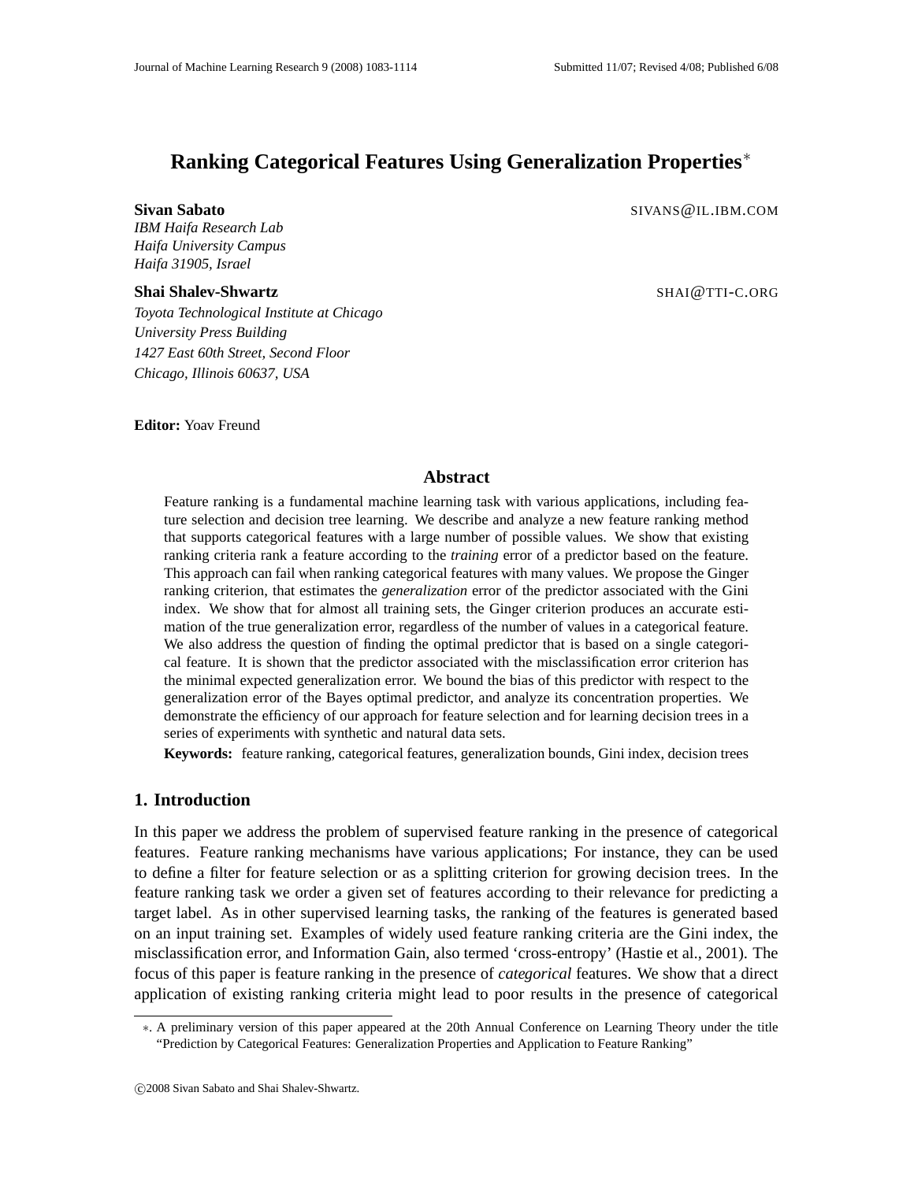# Ranking Categorical Features Using Generalization Properties*

**Sivan Sabato** SIVANS@IL.IBM.COM
*IBM Haifa Research Lab*
*Haifa University Campus*
*Haifa 31905, Israel*

**Shai Shalev-Shwartz** SHAI@TTI-C.ORG
*Toyota Technological Institute at Chicago*
*University Press Building*
*1427 East 60th Street, Second Floor*
*Chicago, Illinois 60637, USA*

**Editor:** Yoav Freund

## Abstract

Feature ranking is a fundamental machine learning task with various applications, including feature selection and decision tree learning. We describe and analyze a new feature ranking method that supports categorical features with a large number of possible values. We show that existing ranking criteria rank a feature according to the *training* error of a predictor based on the feature. This approach can fail when ranking categorical features with many values. We propose the Ginger ranking criterion, that estimates the *generalization* error of the predictor associated with the Gini index. We show that for almost all training sets, the Ginger criterion produces an accurate estimation of the true generalization error, regardless of the number of values in a categorical feature. We also address the question of finding the optimal predictor that is based on a single categorical feature. It is shown that the predictor associated with the misclassification error criterion has the minimal expected generalization error. We bound the bias of this predictor with respect to the generalization error of the Bayes optimal predictor, and analyze its concentration properties. We demonstrate the efficiency of our approach for feature selection and for learning decision trees in a series of experiments with synthetic and natural data sets.

**Keywords:** feature ranking, categorical features, generalization bounds, Gini index, decision trees

## 1. Introduction

In this paper we address the problem of supervised feature ranking in the presence of categorical features. Feature ranking mechanisms have various applications; For instance, they can be used to define a filter for feature selection or as a splitting criterion for growing decision trees. In the feature ranking task we order a given set of features according to their relevance for predicting a target label. As in other supervised learning tasks, the ranking of the features is generated based on an input training set. Examples of widely used feature ranking criteria are the Gini index, the misclassification error, and Information Gain, also termed 'cross-entropy' (Hastie et al., 2001). The focus of this paper is feature ranking in the presence of *categorical* features. We show that a direct application of existing ranking criteria might lead to poor results in the presence of categorical

*. A preliminary version of this paper appeared at the 20th Annual Conference on Learning Theory under the title "Prediction by Categorical Features: Generalization Properties and Application to Feature Ranking"

©2008 Sivan Sabato and Shai Shalev-Shwartz.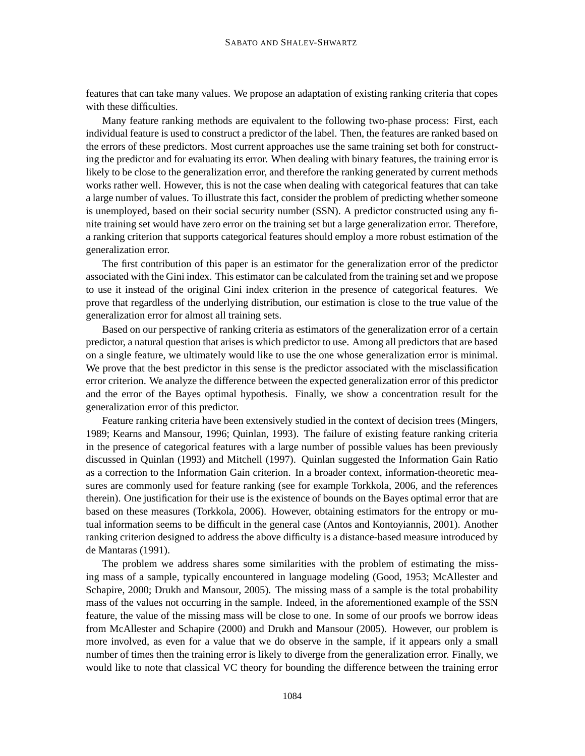features that can take many values. We propose an adaptation of existing ranking criteria that copes with these difficulties.

Many feature ranking methods are equivalent to the following two-phase process: First, each individual feature is used to construct a predictor of the label. Then, the features are ranked based on the errors of these predictors. Most current approaches use the same training set both for constructing the predictor and for evaluating its error. When dealing with binary features, the training error is likely to be close to the generalization error, and therefore the ranking generated by current methods works rather well. However, this is not the case when dealing with categorical features that can take a large number of values. To illustrate this fact, consider the problem of predicting whether someone is unemployed, based on their social security number (SSN). A predictor constructed using any finite training set would have zero error on the training set but a large generalization error. Therefore, a ranking criterion that supports categorical features should employ a more robust estimation of the generalization error.

The first contribution of this paper is an estimator for the generalization error of the predictor associated with the Gini index. This estimator can be calculated from the training set and we propose to use it instead of the original Gini index criterion in the presence of categorical features. We prove that regardless of the underlying distribution, our estimation is close to the true value of the generalization error for almost all training sets.

Based on our perspective of ranking criteria as estimators of the generalization error of a certain predictor, a natural question that arises is which predictor to use. Among all predictors that are based on a single feature, we ultimately would like to use the one whose generalization error is minimal. We prove that the best predictor in this sense is the predictor associated with the misclassification error criterion. We analyze the difference between the expected generalization error of this predictor and the error of the Bayes optimal hypothesis. Finally, we show a concentration result for the generalization error of this predictor.

Feature ranking criteria have been extensively studied in the context of decision trees (Mingers, 1989; Kearns and Mansour, 1996; Quinlan, 1993). The failure of existing feature ranking criteria in the presence of categorical features with a large number of possible values has been previously discussed in Quinlan (1993) and Mitchell (1997). Quinlan suggested the Information Gain Ratio as a correction to the Information Gain criterion. In a broader context, information-theoretic measures are commonly used for feature ranking (see for example Torkkola, 2006, and the references therein). One justification for their use is the existence of bounds on the Bayes optimal error that are based on these measures (Torkkola, 2006). However, obtaining estimators for the entropy or mutual information seems to be difficult in the general case (Antos and Kontoyiannis, 2001). Another ranking criterion designed to address the above difficulty is a distance-based measure introduced by de Mantaras (1991).

The problem we address shares some similarities with the problem of estimating the missing mass of a sample, typically encountered in language modeling (Good, 1953; McAllester and Schapire, 2000; Drukh and Mansour, 2005). The missing mass of a sample is the total probability mass of the values not occurring in the sample. Indeed, in the aforementioned example of the SSN feature, the value of the missing mass will be close to one. In some of our proofs we borrow ideas from McAllester and Schapire (2000) and Drukh and Mansour (2005). However, our problem is more involved, as even for a value that we do observe in the sample, if it appears only a small number of times then the training error is likely to diverge from the generalization error. Finally, we would like to note that classical VC theory for bounding the difference between the training error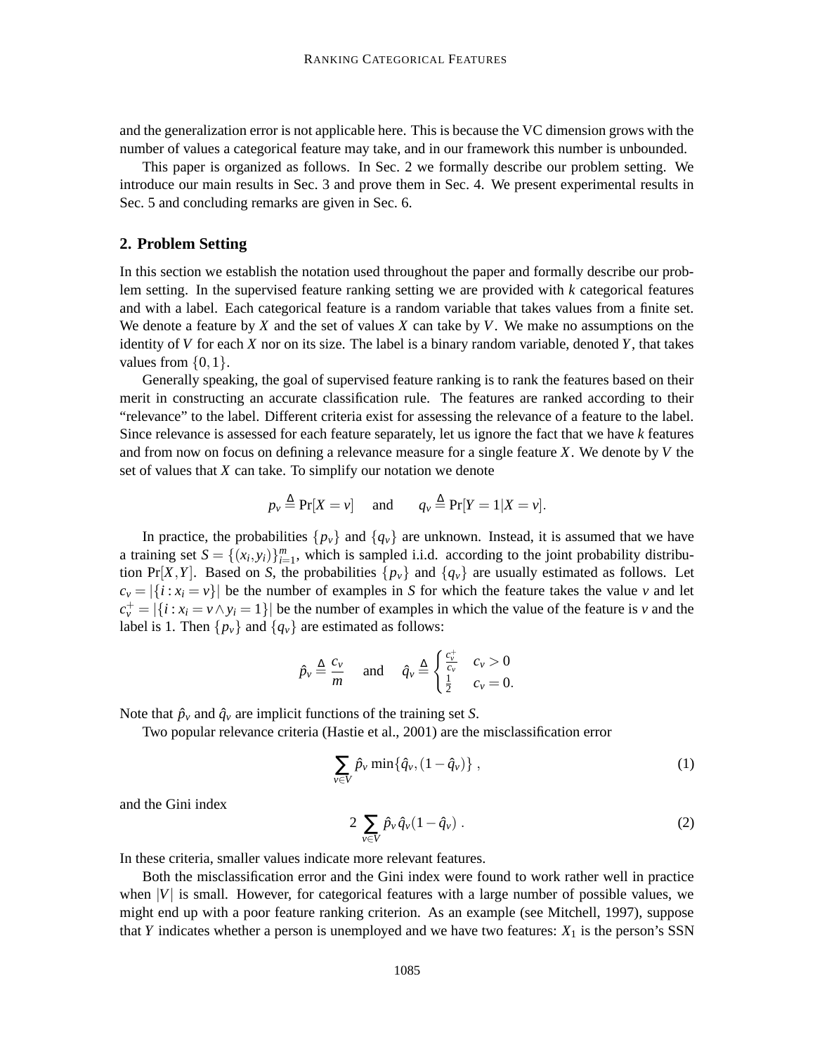and the generalization error is not applicable here. This is because the VC dimension grows with the number of values a categorical feature may take, and in our framework this number is unbounded.

This paper is organized as follows. In Sec. 2 we formally describe our problem setting. We introduce our main results in Sec. 3 and prove them in Sec. 4. We present experimental results in Sec. 5 and concluding remarks are given in Sec. 6.

## 2. Problem Setting

In this section we establish the notation used throughout the paper and formally describe our problem setting. In the supervised feature ranking setting we are provided with $k$ categorical features and with a label. Each categorical feature is a random variable that takes values from a finite set. We denote a feature by $X$ and the set of values $X$ can take by $V$. We make no assumptions on the identity of $V$ for each $X$ nor on its size. The label is a binary random variable, denoted $Y$, that takes values from $\{0,1\}$.

Generally speaking, the goal of supervised feature ranking is to rank the features based on their merit in constructing an accurate classification rule. The features are ranked according to their "relevance" to the label. Different criteria exist for assessing the relevance of a feature to the label. Since relevance is assessed for each feature separately, let us ignore the fact that we have $k$ features and from now on focus on defining a relevance measure for a single feature $X$. We denote by $V$ the set of values that $X$ can take. To simplify our notation we denote

$$p_v \stackrel{\Delta}{=} \Pr[X=v] \quad \text{and} \quad q_v \stackrel{\Delta}{=} \Pr[Y=1|X=v].$$

In practice, the probabilities $\{p_v\}$ and $\{q_v\}$ are unknown. Instead, it is assumed that we have a training set $S=\{(x_i,y_i)\}_{i=1}^m$, which is sampled i.i.d. according to the joint probability distribution $\Pr[X,Y]$. Based on $S$, the probabilities $\{p_v\}$ and $\{q_v\}$ are usually estimated as follows. Let $c_v = |\{i : x_i = v\}|$ be the number of examples in $S$ for which the feature takes the value $v$ and let $c_v^+ = |\{i : x_i = v \wedge y_i = 1\}|$ be the number of examples in which the value of the feature is $v$ and the label is 1. Then $\{p_v\}$ and $\{q_v\}$ are estimated as follows:

$$\hat{p}_v \stackrel{\Delta}{=} \frac{c_v}{m} \quad \text{and} \quad \hat{q}_v \stackrel{\Delta}{=} \begin{cases} \frac{c_v^+}{c_v} & c_v > 0 \\ \frac{1}{2} & c_v = 0. \end{cases}$$

Note that $\hat{p}_v$ and $\hat{q}_v$ are implicit functions of the training set $S$.

Two popular relevance criteria (Hastie et al., 2001) are the misclassification error

$$\sum_{v \in V} \hat{p}_v \min\{\hat{q}_v, (1-\hat{q}_v)\} \, , \tag{1}$$

and the Gini index

$$2 \sum_{v \in V} \hat{p}_v \hat{q}_v (1-\hat{q}_v) \, . \tag{2}$$

In these criteria, smaller values indicate more relevant features.

Both the misclassification error and the Gini index were found to work rather well in practice when $|V|$ is small. However, for categorical features with a large number of possible values, we might end up with a poor feature ranking criterion. As an example (see Mitchell, 1997), suppose that $Y$ indicates whether a person is unemployed and we have two features: $X_1$ is the person's SSN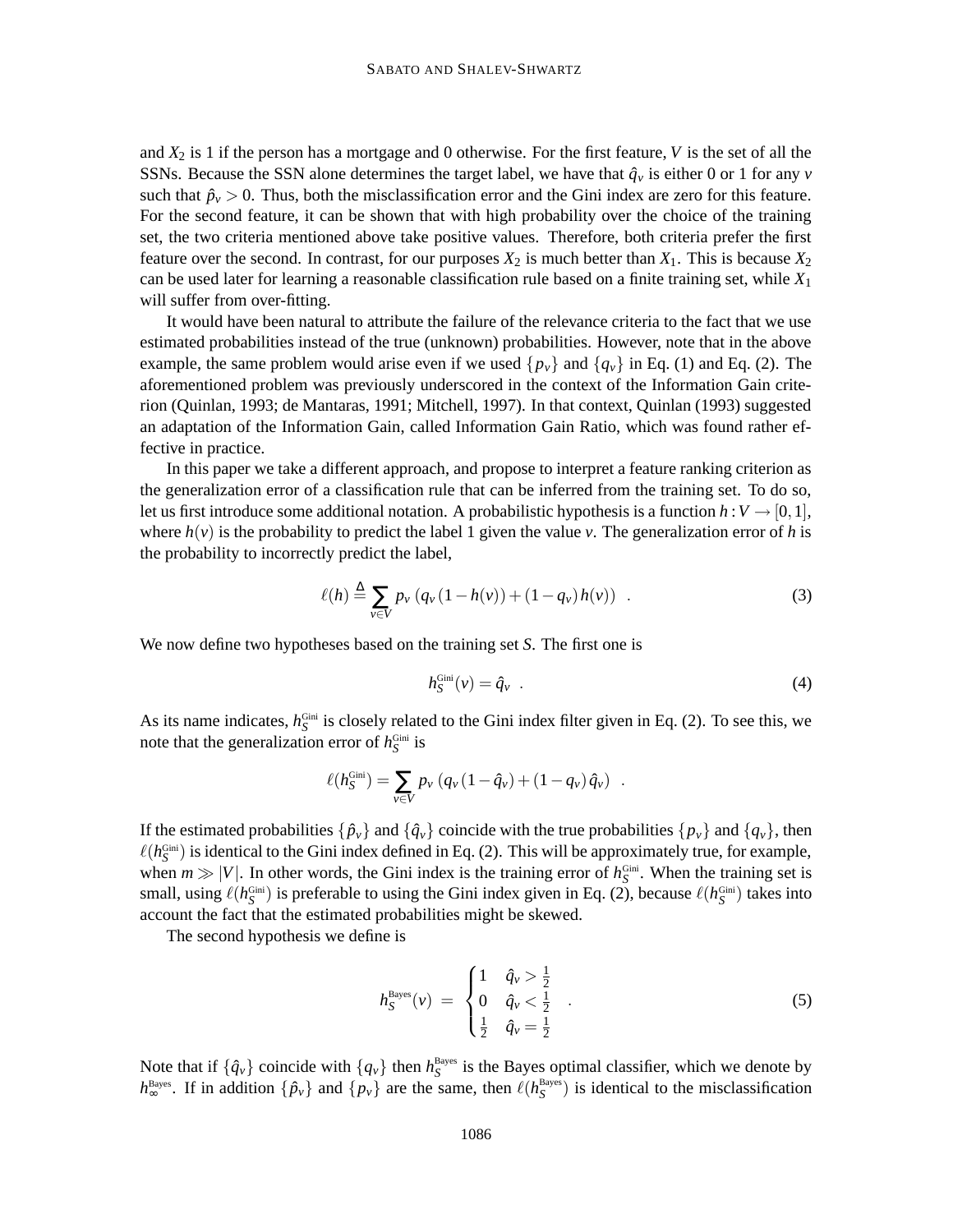and $X_2$ is 1 if the person has a mortgage and 0 otherwise. For the first feature, $V$ is the set of all the SSNs. Because the SSN alone determines the target label, we have that $\hat{q}_v$ is either 0 or 1 for any $v$ such that $\hat{p}_v > 0$. Thus, both the misclassification error and the Gini index are zero for this feature. For the second feature, it can be shown that with high probability over the choice of the training set, the two criteria mentioned above take positive values. Therefore, both criteria prefer the first feature over the second. In contrast, for our purposes $X_2$ is much better than $X_1$. This is because $X_2$ can be used later for learning a reasonable classification rule based on a finite training set, while $X_1$ will suffer from over-fitting.

It would have been natural to attribute the failure of the relevance criteria to the fact that we use estimated probabilities instead of the true (unknown) probabilities. However, note that in the above example, the same problem would arise even if we used $\{p_v\}$ and $\{q_v\}$ in Eq. (1) and Eq. (2). The aforementioned problem was previously underscored in the context of the Information Gain criterion (Quinlan, 1993; de Mantaras, 1991; Mitchell, 1997). In that context, Quinlan (1993) suggested an adaptation of the Information Gain, called Information Gain Ratio, which was found rather effective in practice.

In this paper we take a different approach, and propose to interpret a feature ranking criterion as the generalization error of a classification rule that can be inferred from the training set. To do so, let us first introduce some additional notation. A probabilistic hypothesis is a function $h : V \to [0,1]$, where $h(v)$ is the probability to predict the label 1 given the value $v$. The generalization error of $h$ is the probability to incorrectly predict the label,

$$\ell(h) \triangleq \sum_{v \in V} p_v \left( q_v (1 - h(v)) + (1 - q_v) h(v) \right) \quad . \tag{3}$$

We now define two hypotheses based on the training set $S$. The first one is

$$h_S^{\text{Gini}}(v) = \hat{q}_v \quad . \tag{4}$$

As its name indicates, $h_S^{\text{Gini}}$ is closely related to the Gini index filter given in Eq. (2). To see this, we note that the generalization error of $h_S^{\text{Gini}}$ is

$$\ell(h_S^{\text{Gini}}) = \sum_{v \in V} p_v \left( q_v (1 - \hat{q}_v) + (1 - q_v) \hat{q}_v \right) \quad .$$

If the estimated probabilities $\{\hat{p}_v\}$ and $\{\hat{q}_v\}$ coincide with the true probabilities $\{p_v\}$ and $\{q_v\}$, then $\ell(h_S^{\text{Gini}})$ is identical to the Gini index defined in Eq. (2). This will be approximately true, for example, when $m \gg |V|$. In other words, the Gini index is the training error of $h_S^{\text{Gini}}$. When the training set is small, using $\ell(h_S^{\text{Gini}})$ is preferable to using the Gini index given in Eq. (2), because $\ell(h_S^{\text{Gini}})$ takes into account the fact that the estimated probabilities might be skewed.

The second hypothesis we define is

$$h_S^{\text{Bayes}}(v) \;=\; \begin{cases} 1 & \hat{q}_v > \frac{1}{2} \\ 0 & \hat{q}_v < \frac{1}{2} \\ \frac{1}{2} & \hat{q}_v = \frac{1}{2} \end{cases} \quad . \tag{5}$$

Note that if $\{\hat{q}_v\}$ coincide with $\{q_v\}$ then $h_S^{\text{Bayes}}$ is the Bayes optimal classifier, which we denote by $h_\infty^{\text{Bayes}}$. If in addition $\{\hat{p}_v\}$ and $\{p_v\}$ are the same, then $\ell(h_S^{\text{Bayes}})$ is identical to the misclassification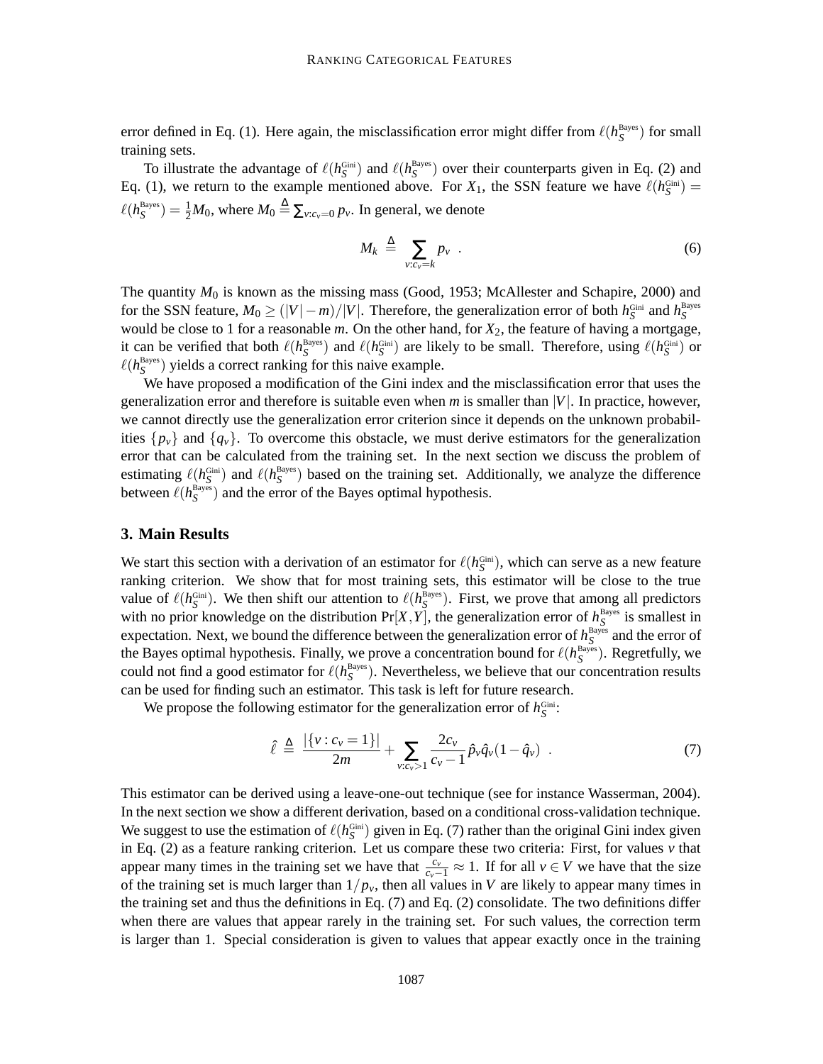error defined in Eq. (1). Here again, the misclassification error might differ from $\ell(h_S^{\text{Bayes}})$ for small training sets.

To illustrate the advantage of $\ell(h_S^{\text{Gini}})$ and $\ell(h_S^{\text{Bayes}})$ over their counterparts given in Eq. (2) and Eq. (1), we return to the example mentioned above. For $X_1$, the SSN feature we have $\ell(h_S^{\text{Gini}}) = \ell(h_S^{\text{Bayes}}) = \frac{1}{2}M_0$, where $M_0 \stackrel{\Delta}{=} \sum_{v:c_v=0} p_v$. In general, we denote

$$M_k \stackrel{\Delta}{=} \sum_{v:c_v=k} p_v \ . \tag{6}$$

The quantity $M_0$ is known as the missing mass (Good, 1953; McAllester and Schapire, 2000) and for the SSN feature, $M_0 \geq (|V|-m)/|V|$. Therefore, the generalization error of both $h_S^{\text{Gini}}$ and $h_S^{\text{Bayes}}$ would be close to 1 for a reasonable $m$. On the other hand, for $X_2$, the feature of having a mortgage, it can be verified that both $\ell(h_S^{\text{Bayes}})$ and $\ell(h_S^{\text{Gini}})$ are likely to be small. Therefore, using $\ell(h_S^{\text{Gini}})$ or $\ell(h_S^{\text{Bayes}})$ yields a correct ranking for this naive example.

We have proposed a modification of the Gini index and the misclassification error that uses the generalization error and therefore is suitable even when $m$ is smaller than $|V|$. In practice, however, we cannot directly use the generalization error criterion since it depends on the unknown probabilities $\{p_v\}$ and $\{q_v\}$. To overcome this obstacle, we must derive estimators for the generalization error that can be calculated from the training set. In the next section we discuss the problem of estimating $\ell(h_S^{\text{Gini}})$ and $\ell(h_S^{\text{Bayes}})$ based on the training set. Additionally, we analyze the difference between $\ell(h_S^{\text{Bayes}})$ and the error of the Bayes optimal hypothesis.

## 3. Main Results

We start this section with a derivation of an estimator for $\ell(h_S^{\text{Gini}})$, which can serve as a new feature ranking criterion. We show that for most training sets, this estimator will be close to the true value of $\ell(h_S^{\text{Gini}})$. We then shift our attention to $\ell(h_S^{\text{Bayes}})$. First, we prove that among all predictors with no prior knowledge on the distribution $\Pr[X,Y]$, the generalization error of $h_S^{\text{Bayes}}$ is smallest in expectation. Next, we bound the difference between the generalization error of $h_S^{\text{Bayes}}$ and the error of the Bayes optimal hypothesis. Finally, we prove a concentration bound for $\ell(h_S^{\text{Bayes}})$. Regretfully, we could not find a good estimator for $\ell(h_S^{\text{Bayes}})$. Nevertheless, we believe that our concentration results can be used for finding such an estimator. This task is left for future research.

We propose the following estimator for the generalization error of $h_S^{\text{Gini}}$:

$$\hat{\ell} \stackrel{\Delta}{=} \frac{|\{v : c_v = 1\}|}{2m} + \sum_{v:c_v>1} \frac{2c_v}{c_v - 1} \hat{p}_v \hat{q}_v (1 - \hat{q}_v) \ . \tag{7}$$

This estimator can be derived using a leave-one-out technique (see for instance Wasserman, 2004). In the next section we show a different derivation, based on a conditional cross-validation technique. We suggest to use the estimation of $\ell(h_S^{\text{Gini}})$ given in Eq. (7) rather than the original Gini index given in Eq. (2) as a feature ranking criterion. Let us compare these two criteria: First, for values $v$ that appear many times in the training set we have that $\frac{c_v}{c_v-1} \approx 1$. If for all $v \in V$ we have that the size of the training set is much larger than $1/p_v$, then all values in $V$ are likely to appear many times in the training set and thus the definitions in Eq. (7) and Eq. (2) consolidate. The two definitions differ when there are values that appear rarely in the training set. For such values, the correction term is larger than 1. Special consideration is given to values that appear exactly once in the training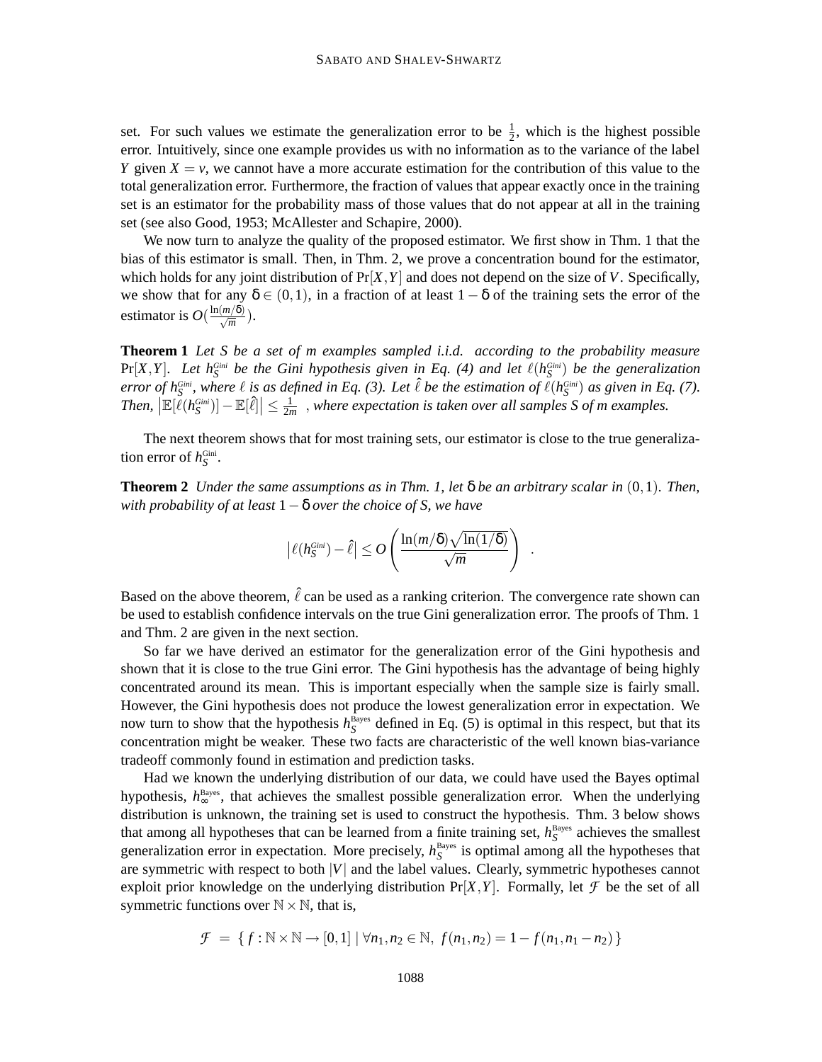set. For such values we estimate the generalization error to be $\frac{1}{2}$, which is the highest possible error. Intuitively, since one example provides us with no information as to the variance of the label $Y$ given $X = v$, we cannot have a more accurate estimation for the contribution of this value to the total generalization error. Furthermore, the fraction of values that appear exactly once in the training set is an estimator for the probability mass of those values that do not appear at all in the training set (see also Good, 1953; McAllester and Schapire, 2000).

We now turn to analyze the quality of the proposed estimator. We first show in Thm. 1 that the bias of this estimator is small. Then, in Thm. 2, we prove a concentration bound for the estimator, which holds for any joint distribution of $\Pr[X,Y]$ and does not depend on the size of $V$. Specifically, we show that for any $\delta \in (0,1)$, in a fraction of at least $1-\delta$ of the training sets the error of the estimator is $O(\frac{\ln(m/\delta)}{\sqrt{m}})$.

**Theorem 1** *Let $S$ be a set of $m$ examples sampled i.i.d. according to the probability measure $\Pr[X,Y]$. Let $h_S^{Gini}$ be the Gini hypothesis given in Eq. (4) and let $\ell(h_S^{Gini})$ be the generalization error of $h_S^{Gini}$, where $\ell$ is as defined in Eq. (3). Let $\hat{\ell}$ be the estimation of $\ell(h_S^{Gini})$ as given in Eq. (7). Then, $\left|\mathbb{E}[\ell(h_S^{Gini})] - \mathbb{E}[\hat{\ell}]\right| \leq \frac{1}{2m}$ , where expectation is taken over all samples $S$ of $m$ examples.*

The next theorem shows that for most training sets, our estimator is close to the true generalization error of $h_S^{\text{Gini}}$.

**Theorem 2** *Under the same assumptions as in Thm. 1, let $\delta$ be an arbitrary scalar in $(0,1)$. Then, with probability of at least $1-\delta$ over the choice of $S$, we have*

$$\left|\ell(h_S^{Gini}) - \hat{\ell}\right| \leq O\left(\frac{\ln(m/\delta)\sqrt{\ln(1/\delta)}}{\sqrt{m}}\right) \quad .$$

Based on the above theorem, $\hat{\ell}$ can be used as a ranking criterion. The convergence rate shown can be used to establish confidence intervals on the true Gini generalization error. The proofs of Thm. 1 and Thm. 2 are given in the next section.

So far we have derived an estimator for the generalization error of the Gini hypothesis and shown that it is close to the true Gini error. The Gini hypothesis has the advantage of being highly concentrated around its mean. This is important especially when the sample size is fairly small. However, the Gini hypothesis does not produce the lowest generalization error in expectation. We now turn to show that the hypothesis $h_S^{\text{Bayes}}$ defined in Eq. (5) is optimal in this respect, but that its concentration might be weaker. These two facts are characteristic of the well known bias-variance tradeoff commonly found in estimation and prediction tasks.

Had we known the underlying distribution of our data, we could have used the Bayes optimal hypothesis, $h_\infty^{\text{Bayes}}$, that achieves the smallest possible generalization error. When the underlying distribution is unknown, the training set is used to construct the hypothesis. Thm. 3 below shows that among all hypotheses that can be learned from a finite training set, $h_S^{\text{Bayes}}$ achieves the smallest generalization error in expectation. More precisely, $h_S^{\text{Bayes}}$ is optimal among all the hypotheses that are symmetric with respect to both $|V|$ and the label values. Clearly, symmetric hypotheses cannot exploit prior knowledge on the underlying distribution $\Pr[X,Y]$. Formally, let $\mathcal{F}$ be the set of all symmetric functions over $\mathbb{N} \times \mathbb{N}$, that is,

$$\mathcal{F} \;=\; \{\, f : \mathbb{N} \times \mathbb{N} \to [0,1] \mid \forall n_1, n_2 \in \mathbb{N},\; f(n_1,n_2) = 1 - f(n_1, n_1 - n_2) \,\}$$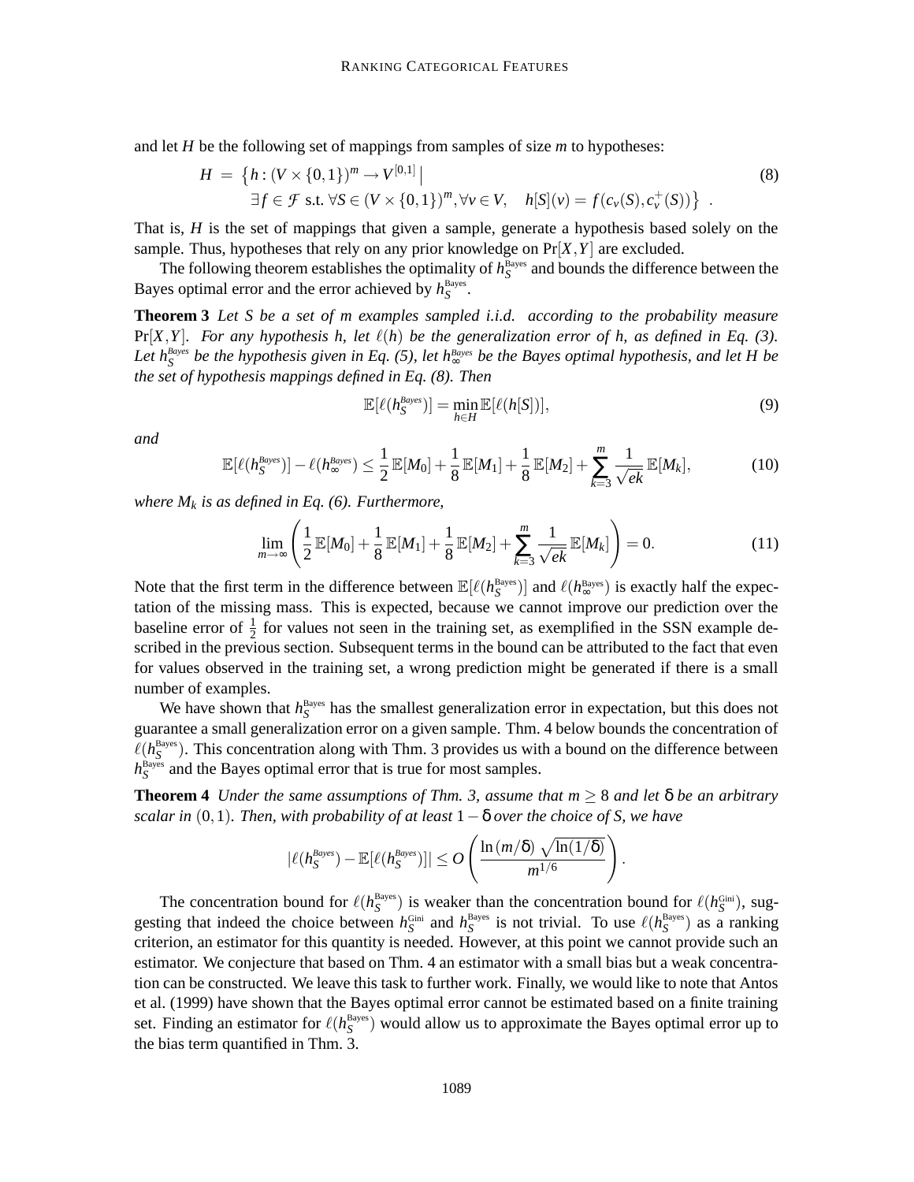and let $H$ be the following set of mappings from samples of size $m$ to hypotheses:

$$H \;=\; \big\{h : (V\times\{0,1\})^m \to V^{[0,1]} \,\big|\, \exists f \in \mathcal{F} \text{ s.t. } \forall S \in (V\times\{0,1\})^m, \forall v \in V, \quad h[S](v) = f(c_v(S), c_v^+(S))\big\} \;. \tag{8}$$

That is, $H$ is the set of mappings that given a sample, generate a hypothesis based solely on the sample. Thus, hypotheses that rely on any prior knowledge on $\Pr[X,Y]$ are excluded.

The following theorem establishes the optimality of $h_S^{\text{Bayes}}$ and bounds the difference between the Bayes optimal error and the error achieved by $h_S^{\text{Bayes}}$.

**Theorem 3** *Let $S$ be a set of $m$ examples sampled i.i.d. according to the probability measure $\Pr[X,Y]$. For any hypothesis $h$, let $\ell(h)$ be the generalization error of $h$, as defined in Eq. (3). Let $h_S^{Bayes}$ be the hypothesis given in Eq. (5), let $h_\infty^{Bayes}$ be the Bayes optimal hypothesis, and let $H$ be the set of hypothesis mappings defined in Eq. (8). Then*

$$\mathbb{E}[\ell(h_S^{Bayes})] = \min_{h\in H} \mathbb{E}[\ell(h[S])], \tag{9}$$

*and*

$$\mathbb{E}[\ell(h_S^{Bayes})] - \ell(h_\infty^{Bayes}) \le \frac{1}{2}\,\mathbb{E}[M_0] + \frac{1}{8}\,\mathbb{E}[M_1] + \frac{1}{8}\,\mathbb{E}[M_2] + \sum_{k=3}^{m} \frac{1}{\sqrt{ek}}\,\mathbb{E}[M_k], \tag{10}$$

*where $M_k$ is as defined in Eq. (6). Furthermore,*

$$\lim_{m\to\infty}\left(\frac{1}{2}\,\mathbb{E}[M_0] + \frac{1}{8}\,\mathbb{E}[M_1] + \frac{1}{8}\,\mathbb{E}[M_2] + \sum_{k=3}^{m} \frac{1}{\sqrt{ek}}\,\mathbb{E}[M_k]\right) = 0. \tag{11}$$

Note that the first term in the difference between $\mathbb{E}[\ell(h_S^{\text{Bayes}})]$ and $\ell(h_\infty^{\text{Bayes}})$ is exactly half the expectation of the missing mass. This is expected, because we cannot improve our prediction over the baseline error of $\frac{1}{2}$ for values not seen in the training set, as exemplified in the SSN example described in the previous section. Subsequent terms in the bound can be attributed to the fact that even for values observed in the training set, a wrong prediction might be generated if there is a small number of examples.

We have shown that $h_S^{\text{Bayes}}$ has the smallest generalization error in expectation, but this does not guarantee a small generalization error on a given sample. Thm. 4 below bounds the concentration of $\ell(h_S^{\text{Bayes}})$. This concentration along with Thm. 3 provides us with a bound on the difference between $h_S^{\text{Bayes}}$ and the Bayes optimal error that is true for most samples.

**Theorem 4** *Under the same assumptions of Thm. 3, assume that $m \ge 8$ and let $\delta$ be an arbitrary scalar in $(0,1)$. Then, with probability of at least $1-\delta$ over the choice of $S$, we have*

$$|\ell(h_S^{Bayes}) - \mathbb{E}[\ell(h_S^{Bayes})]| \le O\left(\frac{\ln(m/\delta)\,\sqrt{\ln(1/\delta)}}{m^{1/6}}\right).$$

The concentration bound for $\ell(h_S^{\text{Bayes}})$ is weaker than the concentration bound for $\ell(h_S^{\text{Gini}})$, suggesting that indeed the choice between $h_S^{\text{Gini}}$ and $h_S^{\text{Bayes}}$ is not trivial. To use $\ell(h_S^{\text{Bayes}})$ as a ranking criterion, an estimator for this quantity is needed. However, at this point we cannot provide such an estimator. We conjecture that based on Thm. 4 an estimator with a small bias but a weak concentration can be constructed. We leave this task to further work. Finally, we would like to note that Antos et al. (1999) have shown that the Bayes optimal error cannot be estimated based on a finite training set. Finding an estimator for $\ell(h_S^{\text{Bayes}})$ would allow us to approximate the Bayes optimal error up to the bias term quantified in Thm. 3.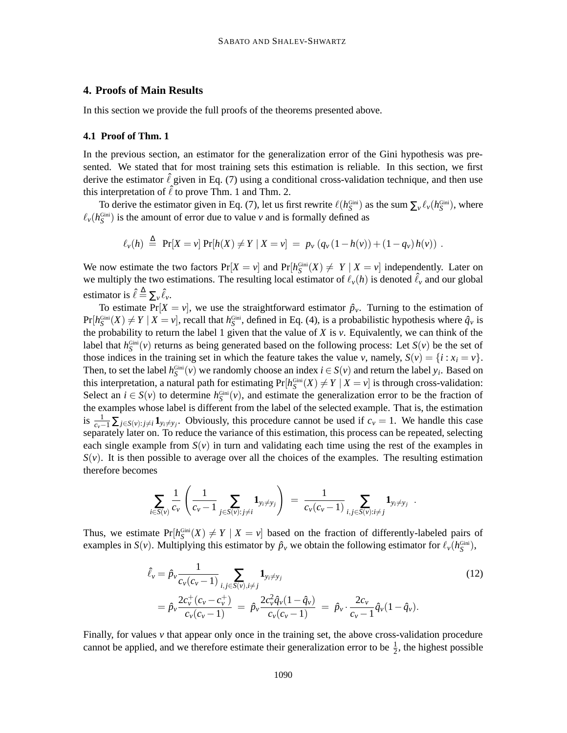## 4. Proofs of Main Results

In this section we provide the full proofs of the theorems presented above.

### 4.1 Proof of Thm. 1

In the previous section, an estimator for the generalization error of the Gini hypothesis was presented. We stated that for most training sets this estimation is reliable. In this section, we first derive the estimator $\hat{\ell}$ given in Eq. (7) using a conditional cross-validation technique, and then use this interpretation of $\hat{\ell}$ to prove Thm. 1 and Thm. 2.

To derive the estimator given in Eq. (7), let us first rewrite $\ell(h_S^{\text{Gini}})$ as the sum $\sum_v \ell_v(h_S^{\text{Gini}})$, where $\ell_v(h_S^{\text{Gini}})$ is the amount of error due to value $v$ and is formally defined as

$$\ell_v(h) \stackrel{\Delta}{=} \Pr[X = v] \Pr[h(X) \neq Y \mid X = v] \ = \ p_v \left(q_v (1 - h(v)) + (1 - q_v) h(v)\right) \ .$$

We now estimate the two factors $\Pr[X = v]$ and $\Pr[h_S^{\text{Gini}}(X) \neq \ Y \mid X = v]$ independently. Later on we multiply the two estimations. The resulting local estimator of $\ell_v(h)$ is denoted $\hat{\ell}_v$ and our global estimator is $\hat{\ell} \stackrel{\Delta}{=} \sum_v \hat{\ell}_v$.

To estimate $\Pr[X = v]$, we use the straightforward estimator $\hat{p}_v$. Turning to the estimation of $\Pr[h_S^{\text{Gini}}(X) \neq Y \mid X = v]$, recall that $h_S^{\text{Gini}}$, defined in Eq. (4), is a probabilistic hypothesis where $\hat{q}_v$ is the probability to return the label 1 given that the value of $X$ is $v$. Equivalently, we can think of the label that $h_S^{\text{Gini}}(v)$ returns as being generated based on the following process: Let $S(v)$ be the set of those indices in the training set in which the feature takes the value $v$, namely, $S(v) = \{i : x_i = v\}$. Then, to set the label $h_S^{\text{Gini}}(v)$ we randomly choose an index $i \in S(v)$ and return the label $y_i$. Based on this interpretation, a natural path for estimating $\Pr[h_S^{\text{Gini}}(X) \neq Y \mid X = v]$ is through cross-validation: Select an $i \in S(v)$ to determine $h_S^{\text{Gini}}(v)$, and estimate the generalization error to be the fraction of the examples whose label is different from the label of the selected example. That is, the estimation is $\frac{1}{c_v - 1} \sum_{j \in S(v): j \neq i} \mathbf{1}_{y_i \neq y_j}$. Obviously, this procedure cannot be used if $c_v = 1$. We handle this case separately later on. To reduce the variance of this estimation, this process can be repeated, selecting each single example from $S(v)$ in turn and validating each time using the rest of the examples in $S(v)$. It is then possible to average over all the choices of the examples. The resulting estimation therefore becomes

$$\sum_{i \in S(v)} \frac{1}{c_v} \left( \frac{1}{c_v - 1} \sum_{j \in S(v): j \neq i} \mathbf{1}_{y_i \neq y_j} \right) \ = \ \frac{1}{c_v(c_v - 1)} \sum_{i,j \in S(v): i \neq j} \mathbf{1}_{y_i \neq y_j} \ .$$

Thus, we estimate $\Pr[h_S^{\text{Gini}}(X) \neq Y \mid X = v]$ based on the fraction of differently-labeled pairs of examples in $S(v)$. Multiplying this estimator by $\hat{p}_v$ we obtain the following estimator for $\ell_v(h_S^{\text{Gini}})$,

$$\begin{aligned} \hat{\ell}_v &= \hat{p}_v \frac{1}{c_v(c_v - 1)} \sum_{i,j \in S(v), i \neq j} \mathbf{1}_{y_i \neq y_j} \\ &= \hat{p}_v \frac{2c_v^+ (c_v - c_v^+)}{c_v(c_v - 1)} \ = \ \hat{p}_v \frac{2c_v^2 \hat{q}_v (1 - \hat{q}_v)}{c_v(c_v - 1)} \ = \ \hat{p}_v \cdot \frac{2c_v}{c_v - 1} \hat{q}_v (1 - \hat{q}_v). \end{aligned} \tag{12}$$

Finally, for values $v$ that appear only once in the training set, the above cross-validation procedure cannot be applied, and we therefore estimate their generalization error to be $\frac{1}{2}$, the highest possible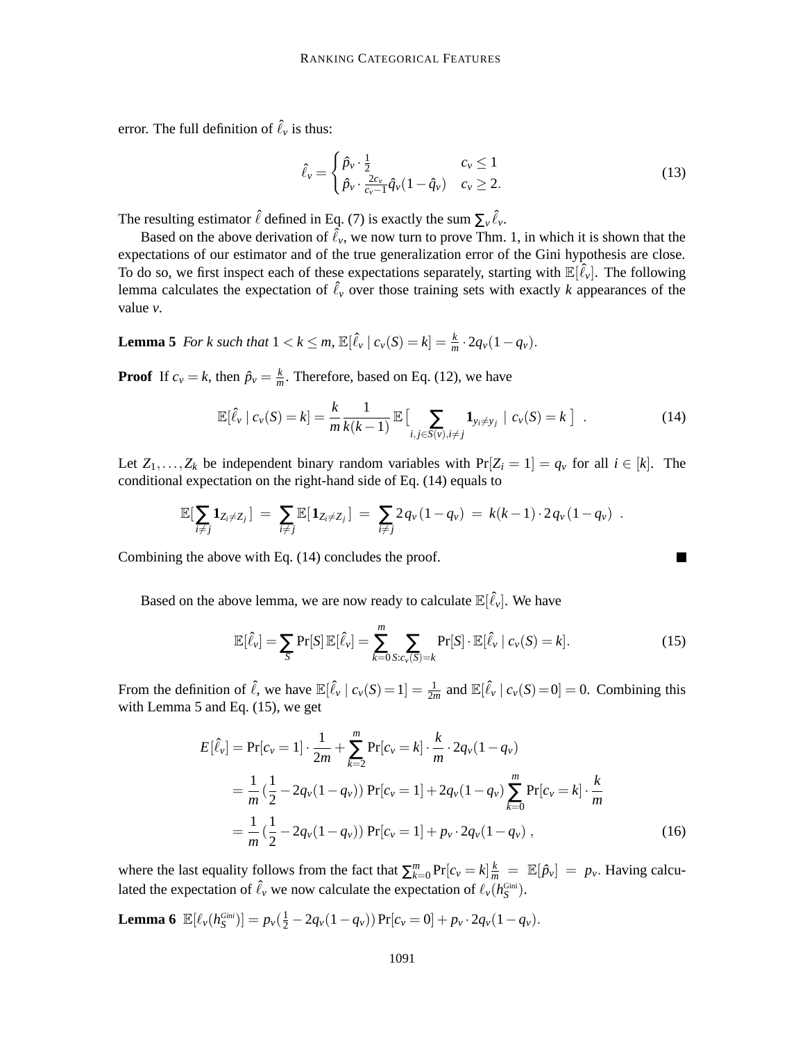error. The full definition of $\hat{\ell}_v$ is thus:

$$
\hat{\ell}_v = \begin{cases} \hat{p}_v \cdot \frac{1}{2} & c_v \leq 1 \\ \hat{p}_v \cdot \frac{2c_v}{c_v - 1} \hat{q}_v (1 - \hat{q}_v) & c_v \geq 2. \end{cases} \tag{13}
$$

The resulting estimator $\hat{\ell}$ defined in Eq. (7) is exactly the sum $\sum_v \hat{\ell}_v$.

Based on the above derivation of $\hat{\ell}_v$, we now turn to prove Thm. 1, in which it is shown that the expectations of our estimator and of the true generalization error of the Gini hypothesis are close. To do so, we first inspect each of these expectations separately, starting with $\mathbb{E}[\hat{\ell}_v]$. The following lemma calculates the expectation of $\hat{\ell}_v$ over those training sets with exactly $k$ appearances of the value $v$.

**Lemma 5** *For $k$ such that $1 < k \leq m$, $\mathbb{E}[\hat{\ell}_v \mid c_v(S) = k] = \frac{k}{m} \cdot 2q_v(1 - q_v)$.*

**Proof** If $c_v = k$, then $\hat{p}_v = \frac{k}{m}$. Therefore, based on Eq. (12), we have

$$
\mathbb{E}[\hat{\ell}_v \mid c_v(S) = k] = \frac{k}{m} \frac{1}{k(k-1)} \mathbb{E}\big[ \sum_{i,j \in S(v), i \neq j} \mathbf{1}_{y_i \neq y_j} \mid c_v(S) = k \big] \ . \tag{14}
$$

Let $Z_1, \ldots, Z_k$ be independent binary random variables with $\Pr[Z_i = 1] = q_v$ for all $i \in [k]$. The conditional expectation on the right-hand side of Eq. (14) equals to

$$
\mathbb{E}[\sum_{i \neq j} \mathbf{1}_{Z_i \neq Z_j}] \ = \ \sum_{i \neq j} \mathbb{E}[\mathbf{1}_{Z_i \neq Z_j}] \ = \ \sum_{i \neq j} 2 q_v (1 - q_v) \ = \ k(k-1) \cdot 2 q_v (1 - q_v) \ .
$$

Combining the above with Eq. (14) concludes the proof. ∎

Based on the above lemma, we are now ready to calculate $\mathbb{E}[\hat{\ell}_v]$. We have

$$
\mathbb{E}[\hat{\ell}_v] = \sum_S \Pr[S] \, \mathbb{E}[\hat{\ell}_v] = \sum_{k=0}^{m} \sum_{S : c_v(S) = k} \Pr[S] \cdot \mathbb{E}[\hat{\ell}_v \mid c_v(S) = k]. \tag{15}
$$

From the definition of $\hat{\ell}$, we have $\mathbb{E}[\hat{\ell}_v \mid c_v(S) = 1] = \frac{1}{2m}$ and $\mathbb{E}[\hat{\ell}_v \mid c_v(S) = 0] = 0$. Combining this with Lemma 5 and Eq. (15), we get

$$
\begin{aligned}
E[\hat{\ell}_v] &= \Pr[c_v = 1] \cdot \frac{1}{2m} + \sum_{k=2}^{m} \Pr[c_v = k] \cdot \frac{k}{m} \cdot 2q_v(1 - q_v) \\
&= \frac{1}{m} \big(\frac{1}{2} - 2q_v(1 - q_v)\big) \Pr[c_v = 1] + 2q_v(1 - q_v) \sum_{k=0}^{m} \Pr[c_v = k] \cdot \frac{k}{m} \\
&= \frac{1}{m} \big(\frac{1}{2} - 2q_v(1 - q_v)\big) \Pr[c_v = 1] + p_v \cdot 2q_v(1 - q_v) \ ,
\end{aligned} \tag{16}
$$

where the last equality follows from the fact that $\sum_{k=0}^{m} \Pr[c_v = k] \frac{k}{m} \ = \ \mathbb{E}[\hat{p}_v] \ = \ p_v$. Having calculated the expectation of $\hat{\ell}_v$ we now calculate the expectation of $\ell_v(h_S^{\text{Gini}})$.

**Lemma 6** $\mathbb{E}[\ell_v(h_S^{Gini})] = p_v(\frac{1}{2} - 2q_v(1 - q_v)) \Pr[c_v = 0] + p_v \cdot 2q_v(1 - q_v)$.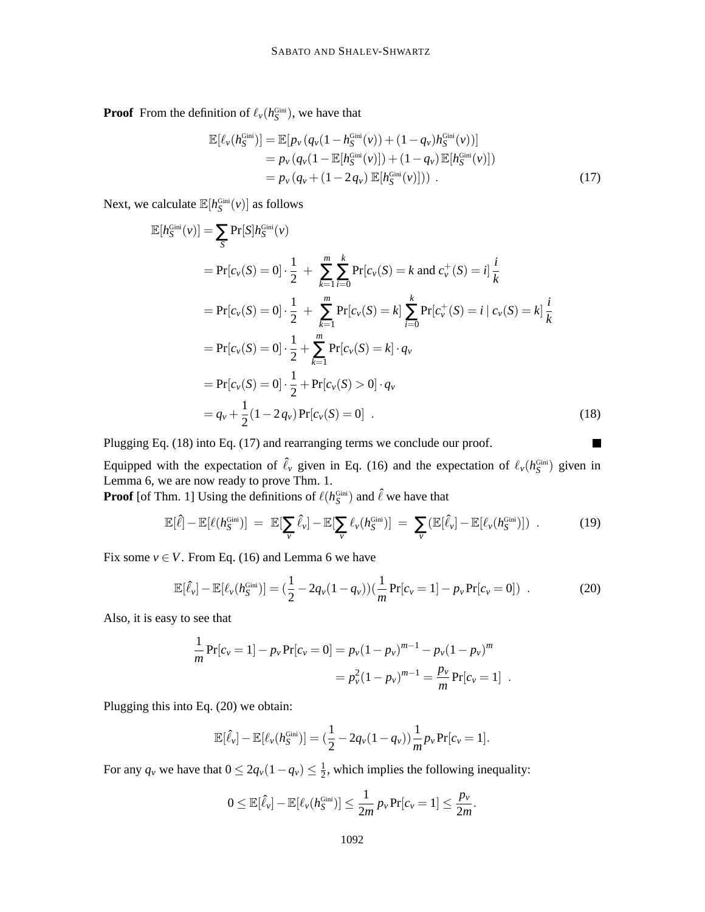**Proof** From the definition of $\ell_v(h_S^{\text{Gini}})$, we have that

$$
\begin{aligned}
\mathbb{E}[\ell_v(h_S^{\text{Gini}})] &= \mathbb{E}[p_v\,(q_v(1-h_S^{\text{Gini}}(v)) + (1-q_v)h_S^{\text{Gini}}(v))] \\
&= p_v\,(q_v(1-\mathbb{E}[h_S^{\text{Gini}}(v)]) + (1-q_v)\,\mathbb{E}[h_S^{\text{Gini}}(v)]) \\
&= p_v\,(q_v + (1-2\,q_v)\,\mathbb{E}[h_S^{\text{Gini}}(v)])\ . \qquad (17)
\end{aligned}
$$

Next, we calculate $\mathbb{E}[h_S^{\text{Gini}}(v)]$ as follows

$$
\begin{aligned}
\mathbb{E}[h_S^{\text{Gini}}(v)] &= \sum_S \Pr[S] h_S^{\text{Gini}}(v) \\
&= \Pr[c_v(S)=0]\cdot\frac{1}{2} \;+\; \sum_{k=1}^{m}\sum_{i=0}^{k}\Pr[c_v(S)=k \text{ and } c_v^+(S)=i]\,\frac{i}{k} \\
&= \Pr[c_v(S)=0]\cdot\frac{1}{2} \;+\; \sum_{k=1}^{m}\Pr[c_v(S)=k]\sum_{i=0}^{k}\Pr[c_v^+(S)=i \mid c_v(S)=k]\,\frac{i}{k} \\
&= \Pr[c_v(S)=0]\cdot\frac{1}{2} + \sum_{k=1}^{m}\Pr[c_v(S)=k]\cdot q_v \\
&= \Pr[c_v(S)=0]\cdot\frac{1}{2} + \Pr[c_v(S)>0]\cdot q_v \\
&= q_v + \frac{1}{2}(1-2\,q_v)\Pr[c_v(S)=0]\ . \qquad (18)
\end{aligned}
$$

Plugging Eq. (18) into Eq. (17) and rearranging terms we conclude our proof. ■

Equipped with the expectation of $\hat{\ell}_v$ given in Eq. (16) and the expectation of $\ell_v(h_S^{\text{Gini}})$ given in Lemma 6, we are now ready to prove Thm. 1.

**Proof** [of Thm. 1] Using the definitions of $\ell(h_S^{\text{Gini}})$ and $\hat{\ell}$ we have that

$$
\mathbb{E}[\hat{\ell}] - \mathbb{E}[\ell(h_S^{\text{Gini}})] \;=\; \mathbb{E}[\sum_v \hat{\ell}_v] - \mathbb{E}[\sum_v \ell_v(h_S^{\text{Gini}})] \;=\; \sum_v (\mathbb{E}[\hat{\ell}_v] - \mathbb{E}[\ell_v(h_S^{\text{Gini}})])\ . \qquad (19)
$$

Fix some $v \in V$. From Eq. (16) and Lemma 6 we have

$$
\mathbb{E}[\hat{\ell}_v] - \mathbb{E}[\ell_v(h_S^{\text{Gini}})] = (\frac{1}{2} - 2q_v(1-q_v))(\frac{1}{m}\Pr[c_v=1] - p_v\Pr[c_v=0])\ . \qquad (20)
$$

Also, it is easy to see that

$$
\begin{aligned}
\frac{1}{m}\Pr[c_v=1] - p_v\Pr[c_v=0] &= p_v(1-p_v)^{m-1} - p_v(1-p_v)^m \\
&= p_v^2(1-p_v)^{m-1} = \frac{p_v}{m}\Pr[c_v=1]\ .
\end{aligned}
$$

Plugging this into Eq. (20) we obtain:

$$
\mathbb{E}[\hat{\ell}_v] - \mathbb{E}[\ell_v(h_S^{\text{Gini}})] = (\frac{1}{2} - 2q_v(1-q_v))\frac{1}{m}p_v\Pr[c_v=1].
$$

For any $q_v$ we have that $0 \le 2q_v(1-q_v) \le \frac{1}{2}$, which implies the following inequality:

$$
0 \le \mathbb{E}[\hat{\ell}_v] - \mathbb{E}[\ell_v(h_S^{\text{Gini}})] \le \frac{1}{2m}\,p_v\Pr[c_v=1] \le \frac{p_v}{2m}.
$$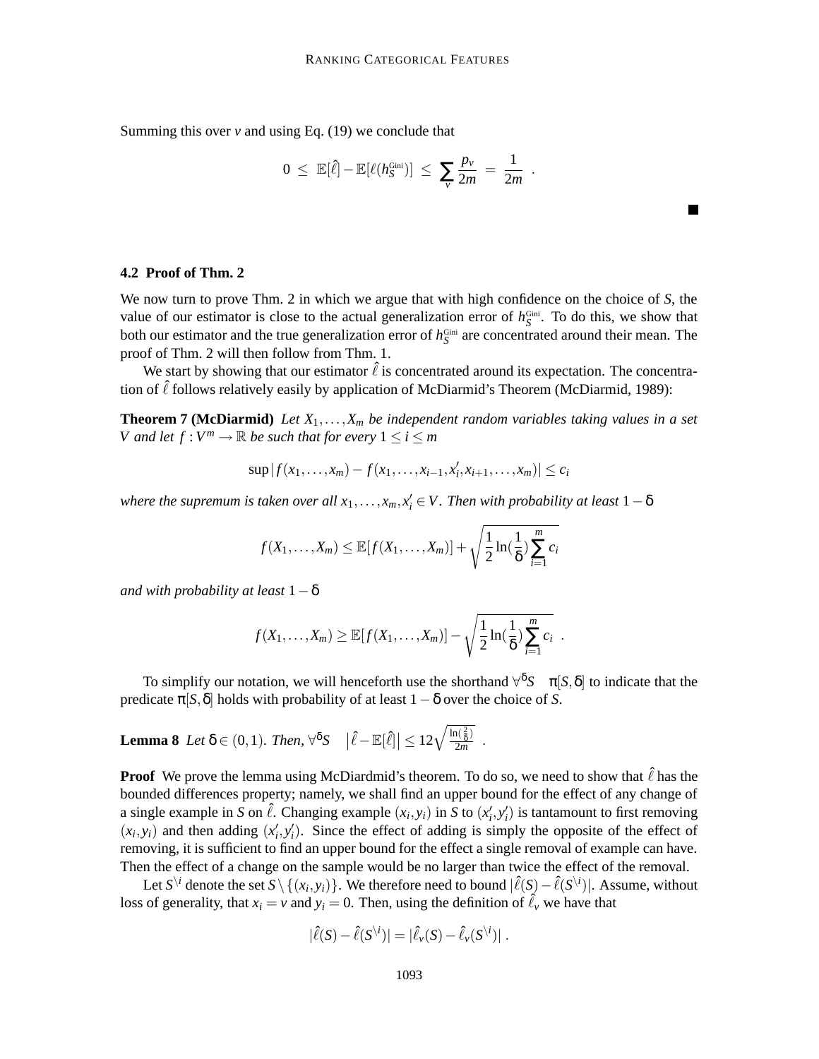Summing this over $v$ and using Eq. (19) we conclude that

$$0 \;\leq\; \mathbb{E}[\hat{\ell}] - \mathbb{E}[\ell(h_S^{\text{Gini}})] \;\leq\; \sum_v \frac{p_v}{2m} \;=\; \frac{1}{2m} \quad .$$

■

### 4.2 Proof of Thm. 2

We now turn to prove Thm. 2 in which we argue that with high confidence on the choice of $S$, the value of our estimator is close to the actual generalization error of $h_S^{\text{Gini}}$. To do this, we show that both our estimator and the true generalization error of $h_S^{\text{Gini}}$ are concentrated around their mean. The proof of Thm. 2 will then follow from Thm. 1.

We start by showing that our estimator $\hat{\ell}$ is concentrated around its expectation. The concentration of $\hat{\ell}$ follows relatively easily by application of McDiarmid's Theorem (McDiarmid, 1989):

**Theorem 7 (McDiarmid)** *Let $X_1,\ldots,X_m$ be independent random variables taking values in a set $V$ and let $f : V^m \to \mathbb{R}$ be such that for every $1 \leq i \leq m$*

$$\sup |f(x_1,\ldots,x_m) - f(x_1,\ldots,x_{i-1},x_i',x_{i+1},\ldots,x_m)| \leq c_i$$

*where the supremum is taken over all $x_1,\ldots,x_m,x_i' \in V$. Then with probability at least $1-\delta$*

$$f(X_1,\ldots,X_m) \leq \mathbb{E}[f(X_1,\ldots,X_m)] + \sqrt{\frac{1}{2}\ln(\frac{1}{\delta})\sum_{i=1}^m c_i}$$

*and with probability at least $1-\delta$*

$$f(X_1,\ldots,X_m) \geq \mathbb{E}[f(X_1,\ldots,X_m)] - \sqrt{\frac{1}{2}\ln(\frac{1}{\delta})\sum_{i=1}^m c_i} \quad .$$

To simplify our notation, we will henceforth use the shorthand $\forall^\delta S \quad \pi[S,\delta]$ to indicate that the predicate $\pi[S,\delta]$ holds with probability of at least $1-\delta$ over the choice of $S$.

**Lemma 8** *Let $\delta \in (0,1)$. Then, $\forall^\delta S \quad \left|\hat{\ell} - \mathbb{E}[\hat{\ell}]\right| \leq 12\sqrt{\frac{\ln(\frac{2}{\delta})}{2m}}$ .*

**Proof** We prove the lemma using McDiardmid's theorem. To do so, we need to show that $\hat{\ell}$ has the bounded differences property; namely, we shall find an upper bound for the effect of any change of a single example in $S$ on $\hat{\ell}$. Changing example $(x_i,y_i)$ in $S$ to $(x_i',y_i')$ is tantamount to first removing $(x_i,y_i)$ and then adding $(x_i',y_i')$. Since the effect of adding is simply the opposite of the effect of removing, it is sufficient to find an upper bound for the effect a single removal of example can have. Then the effect of a change on the sample would be no larger than twice the effect of the removal.

Let $S^{\setminus i}$ denote the set $S \setminus \{(x_i,y_i)\}$. We therefore need to bound $|\hat{\ell}(S) - \hat{\ell}(S^{\setminus i})|$. Assume, without loss of generality, that $x_i = v$ and $y_i = 0$. Then, using the definition of $\hat{\ell}_v$ we have that

$$|\hat{\ell}(S) - \hat{\ell}(S^{\setminus i})| = |\hat{\ell}_v(S) - \hat{\ell}_v(S^{\setminus i})| \ .$$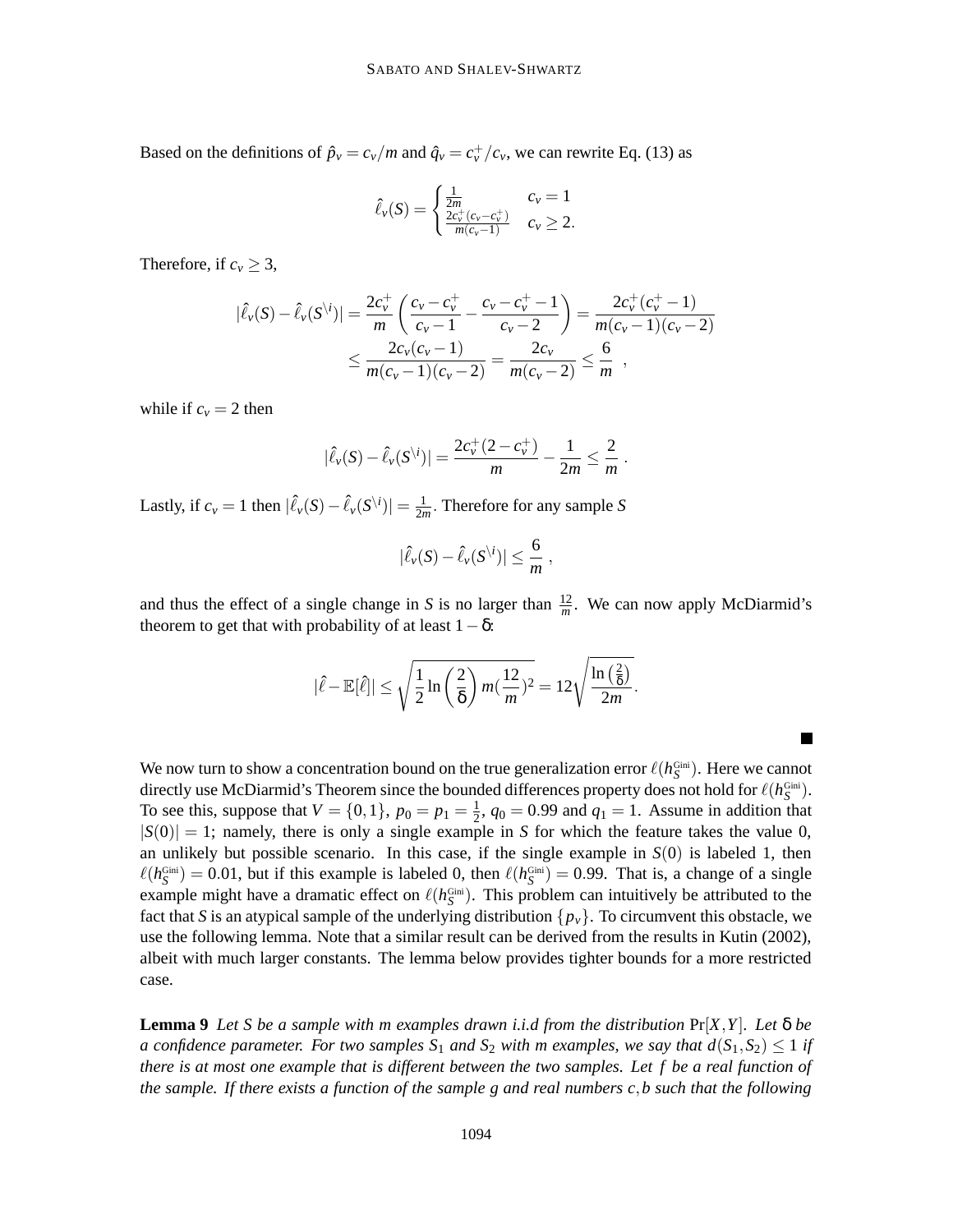Based on the definitions of $\hat{p}_v = c_v/m$ and $\hat{q}_v = c_v^+/c_v$, we can rewrite Eq. (13) as

$$\hat{\ell}_v(S) = \begin{cases} \frac{1}{2m} & c_v = 1 \\ \frac{2c_v^+(c_v - c_v^+)}{m(c_v-1)} & c_v \geq 2. \end{cases}$$

Therefore, if $c_v \geq 3$,

$$|\hat{\ell}_v(S) - \hat{\ell}_v(S^{\setminus i})| = \frac{2c_v^+}{m}\left(\frac{c_v - c_v^+}{c_v - 1} - \frac{c_v - c_v^+ - 1}{c_v - 2}\right) = \frac{2c_v^+(c_v^+ - 1)}{m(c_v-1)(c_v-2)}$$
$$\leq \frac{2c_v(c_v-1)}{m(c_v-1)(c_v-2)} = \frac{2c_v}{m(c_v-2)} \leq \frac{6}{m} \ ,$$

while if $c_v = 2$ then

$$|\hat{\ell}_v(S) - \hat{\ell}_v(S^{\setminus i})| = \frac{2c_v^+(2-c_v^+)}{m} - \frac{1}{2m} \leq \frac{2}{m} \ .$$

Lastly, if $c_v = 1$ then $|\hat{\ell}_v(S) - \hat{\ell}_v(S^{\setminus i})| = \frac{1}{2m}$. Therefore for any sample $S$

$$|\hat{\ell}_v(S) - \hat{\ell}_v(S^{\setminus i})| \leq \frac{6}{m} \ ,$$

and thus the effect of a single change in $S$ is no larger than $\frac{12}{m}$. We can now apply McDiarmid's theorem to get that with probability of at least $1-\delta$:

$$|\hat{\ell} - \mathbb{E}[\hat{\ell}]| \leq \sqrt{\frac{1}{2}\ln\left(\frac{2}{\delta}\right) m (\frac{12}{m})^2} = 12\sqrt{\frac{\ln\left(\frac{2}{\delta}\right)}{2m}}.$$

■

We now turn to show a concentration bound on the true generalization error $\ell(h_S^{\text{Gini}})$. Here we cannot directly use McDiarmid's Theorem since the bounded differences property does not hold for $\ell(h_S^{\text{Gini}})$. To see this, suppose that $V = \{0,1\}$, $p_0 = p_1 = \frac{1}{2}$, $q_0 = 0.99$ and $q_1 = 1$. Assume in addition that $|S(0)| = 1$; namely, there is only a single example in $S$ for which the feature takes the value 0, an unlikely but possible scenario. In this case, if the single example in $S(0)$ is labeled 1, then $\ell(h_S^{\text{Gini}}) = 0.01$, but if this example is labeled 0, then $\ell(h_S^{\text{Gini}}) = 0.99$. That is, a change of a single example might have a dramatic effect on $\ell(h_S^{\text{Gini}})$. This problem can intuitively be attributed to the fact that $S$ is an atypical sample of the underlying distribution $\{p_v\}$. To circumvent this obstacle, we use the following lemma. Note that a similar result can be derived from the results in Kutin (2002), albeit with much larger constants. The lemma below provides tighter bounds for a more restricted case.

**Lemma 9** *Let $S$ be a sample with $m$ examples drawn i.i.d from the distribution $\Pr[X,Y]$. Let $\delta$ be a confidence parameter. For two samples $S_1$ and $S_2$ with $m$ examples, we say that $d(S_1,S_2) \leq 1$ if there is at most one example that is different between the two samples. Let $f$ be a real function of the sample. If there exists a function of the sample $g$ and real numbers $c,b$ such that the following*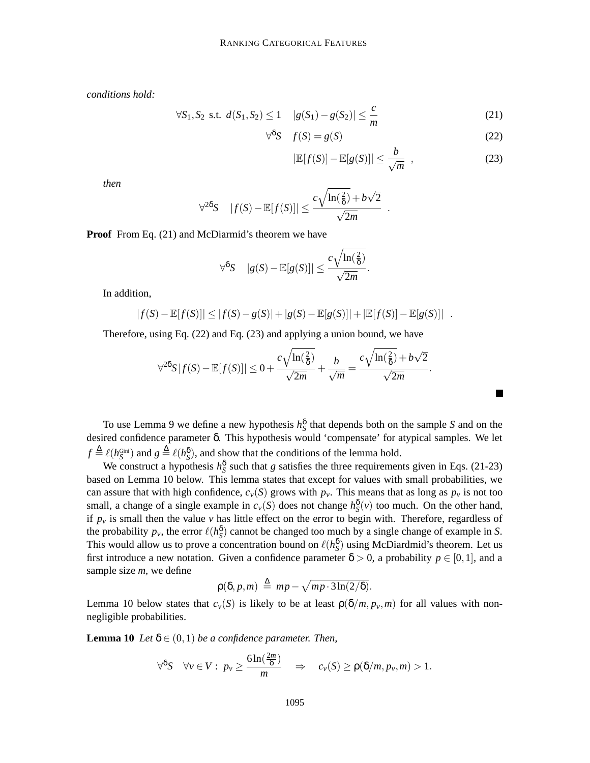*conditions hold:*

$$\forall S_1, S_2 \text{ s.t. } d(S_1,S_2) \le 1 \quad |g(S_1) - g(S_2)| \le \frac{c}{m} \tag{21}$$

$$\forall^{\delta} S \quad f(S) = g(S) \tag{22}$$

$$|\mathbb{E}[f(S)] - \mathbb{E}[g(S)]| \le \frac{b}{\sqrt{m}} \ , \tag{23}$$

*then*

$$\forall^{2\delta} S \quad |f(S) - \mathbb{E}[f(S)]| \le \frac{c\sqrt{\ln(\frac{2}{\delta})} + b\sqrt{2}}{\sqrt{2m}} \ .$$

**Proof** From Eq. (21) and McDiarmid's theorem we have

$$\forall^{\delta} S \quad |g(S) - \mathbb{E}[g(S)]| \le \frac{c\sqrt{\ln(\frac{2}{\delta})}}{\sqrt{2m}}.$$

In addition,

$$|f(S) - \mathbb{E}[f(S)]| \le |f(S) - g(S)| + |g(S) - \mathbb{E}[g(S)]| + |\mathbb{E}[f(S)] - \mathbb{E}[g(S)]| \ .$$

Therefore, using Eq. (22) and Eq. (23) and applying a union bound, we have

$$\forall^{2\delta} S \, |f(S) - \mathbb{E}[f(S)]| \le 0 + \frac{c\sqrt{\ln(\frac{2}{\delta})}}{\sqrt{2m}} + \frac{b}{\sqrt{m}} = \frac{c\sqrt{\ln(\frac{2}{\delta})} + b\sqrt{2}}{\sqrt{2m}}.$$

■

To use Lemma 9 we define a new hypothesis $h_S^{\delta}$ that depends both on the sample $S$ and on the desired confidence parameter $\delta$. This hypothesis would 'compensate' for atypical samples. We let $f \triangleq \ell(h_S^{\text{Gini}})$ and $g \triangleq \ell(h_S^{\delta})$, and show that the conditions of the lemma hold.

We construct a hypothesis $h_S^{\delta}$ such that $g$ satisfies the three requirements given in Eqs. (21-23) based on Lemma 10 below. This lemma states that except for values with small probabilities, we can assure that with high confidence, $c_v(S)$ grows with $p_v$. This means that as long as $p_v$ is not too small, a change of a single example in $c_v(S)$ does not change $h_S^{\delta}(v)$ too much. On the other hand, if $p_v$ is small then the value $v$ has little effect on the error to begin with. Therefore, regardless of the probability $p_v$, the error $\ell(h_S^{\delta})$ cannot be changed too much by a single change of example in $S$. This would allow us to prove a concentration bound on $\ell(h_S^{\delta})$ using McDiarmid's theorem. Let us first introduce a new notation. Given a confidence parameter $\delta > 0$, a probability $p \in [0,1]$, and a sample size $m$, we define

$$\rho(\delta, p, m) \ \triangleq \ mp - \sqrt{mp \cdot 3\ln(2/\delta)}.$$

Lemma 10 below states that $c_v(S)$ is likely to be at least $\rho(\delta/m, p_v, m)$ for all values with non-negligible probabilities.

**Lemma 10** *Let $\delta \in (0,1)$ be a confidence parameter. Then,*

$$\forall^{\delta} S \quad \forall v \in V: \ p_v \ge \frac{6\ln(\frac{2m}{\delta})}{m} \quad \Rightarrow \quad c_v(S) \ge \rho(\delta/m, p_v, m) > 1.$$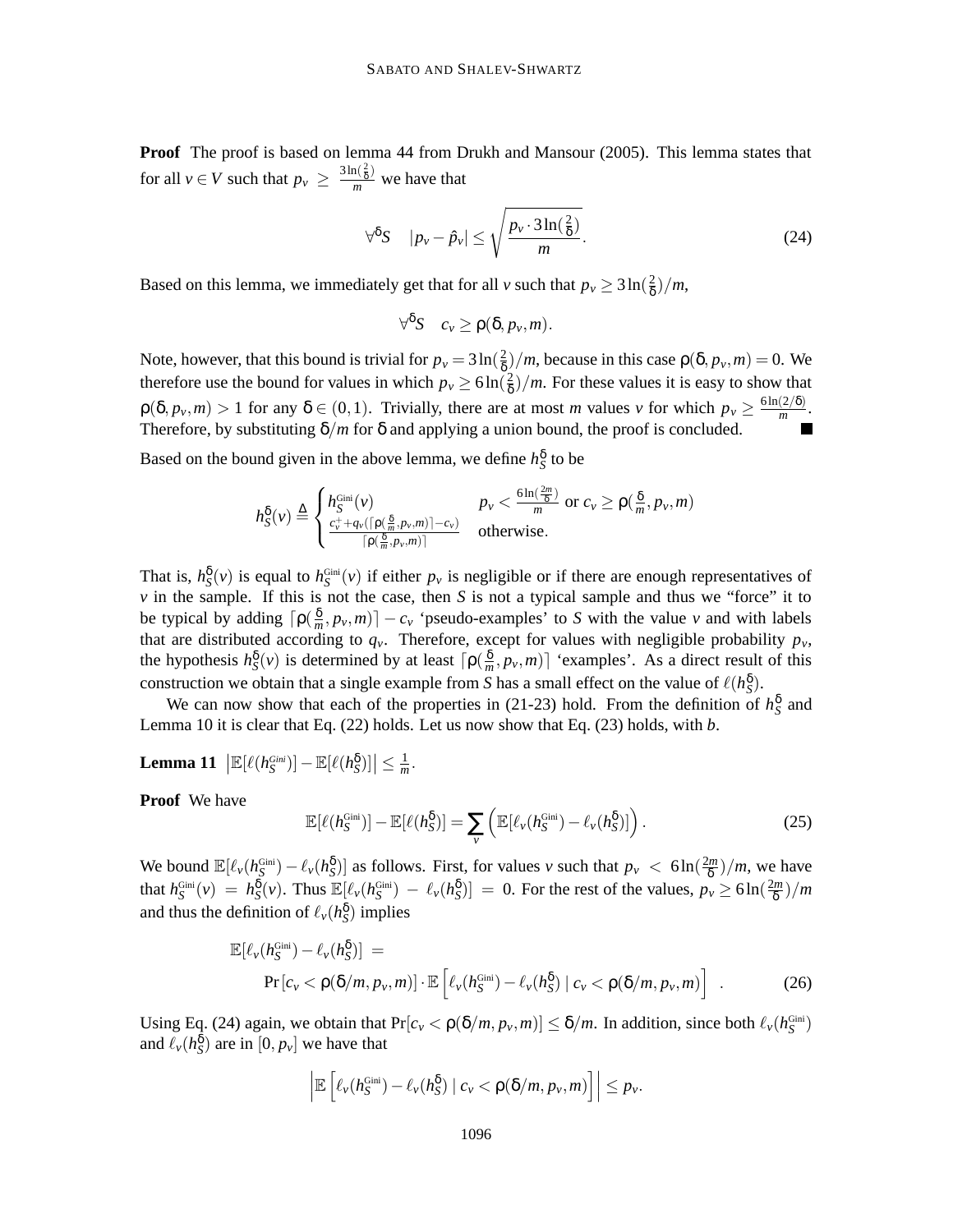**Proof** The proof is based on lemma 44 from Drukh and Mansour (2005). This lemma states that for all $v \in V$ such that $p_v \geq \frac{3\ln(\frac{2}{\delta})}{m}$ we have that

$$\forall^\delta S \quad |p_v - \hat{p}_v| \leq \sqrt{\frac{p_v \cdot 3\ln(\frac{2}{\delta})}{m}}. \tag{24}$$

Based on this lemma, we immediately get that for all $v$ such that $p_v \geq 3\ln(\frac{2}{\delta})/m$,

$$\forall^\delta S \quad c_v \geq \rho(\delta, p_v, m).$$

Note, however, that this bound is trivial for $p_v = 3\ln(\frac{2}{\delta})/m$, because in this case $\rho(\delta, p_v, m) = 0$. We therefore use the bound for values in which $p_v \geq 6\ln(\frac{2}{\delta})/m$. For these values it is easy to show that $\rho(\delta, p_v, m) > 1$ for any $\delta \in (0,1)$. Trivially, there are at most $m$ values $v$ for which $p_v \geq \frac{6\ln(2/\delta)}{m}$. Therefore, by substituting $\delta/m$ for $\delta$ and applying a union bound, the proof is concluded. ■

Based on the bound given in the above lemma, we define $h_S^\delta$ to be

$$h_S^\delta(v) \triangleq \begin{cases} h_S^{\text{Gini}}(v) & p_v < \frac{6\ln(\frac{2m}{\delta})}{m} \text{ or } c_v \geq \rho(\frac{\delta}{m}, p_v, m) \\ \frac{c_v^+ + q_v(\lceil \rho(\frac{\delta}{m}, p_v, m)\rceil - c_v)}{\lceil \rho(\frac{\delta}{m}, p_v, m)\rceil} & \text{otherwise}. \end{cases}$$

That is, $h_S^\delta(v)$ is equal to $h_S^{\text{Gini}}(v)$ if either $p_v$ is negligible or if there are enough representatives of $v$ in the sample. If this is not the case, then $S$ is not a typical sample and thus we "force" it to be typical by adding $\lceil \rho(\frac{\delta}{m}, p_v, m)\rceil - c_v$ 'pseudo-examples' to $S$ with the value $v$ and with labels that are distributed according to $q_v$. Therefore, except for values with negligible probability $p_v$, the hypothesis $h_S^\delta(v)$ is determined by at least $\lceil \rho(\frac{\delta}{m}, p_v, m)\rceil$ 'examples'. As a direct result of this construction we obtain that a single example from $S$ has a small effect on the value of $\ell(h_S^\delta)$.

We can now show that each of the properties in (21-23) hold. From the definition of $h_S^\delta$ and Lemma 10 it is clear that Eq. (22) holds. Let us now show that Eq. (23) holds, with $b$.

**Lemma 11** $\left|\mathbb{E}[\ell(h_S^{Gini})] - \mathbb{E}[\ell(h_S^\delta)]\right| \leq \frac{1}{m}$.

**Proof** We have

$$\mathbb{E}[\ell(h_S^{\text{Gini}})] - \mathbb{E}[\ell(h_S^\delta)] = \sum_v \left(\mathbb{E}[\ell_v(h_S^{\text{Gini}}) - \ell_v(h_S^\delta)]\right). \tag{25}$$

We bound $\mathbb{E}[\ell_v(h_S^{\text{Gini}}) - \ell_v(h_S^\delta)]$ as follows. First, for values $v$ such that $p_v < 6\ln(\frac{2m}{\delta})/m$, we have that $h_S^{\text{Gini}}(v) = h_S^\delta(v)$. Thus $\mathbb{E}[\ell_v(h_S^{\text{Gini}}) - \ell_v(h_S^\delta)] = 0$. For the rest of the values, $p_v \geq 6\ln(\frac{2m}{\delta})/m$ and thus the definition of $\ell_v(h_S^\delta)$ implies

$$\mathbb{E}[\ell_v(h_S^{\text{Gini}}) - \ell_v(h_S^\delta)] = \\ \Pr[c_v < \rho(\delta/m, p_v, m)] \cdot \mathbb{E}\left[\ell_v(h_S^{\text{Gini}}) - \ell_v(h_S^\delta) \mid c_v < \rho(\delta/m, p_v, m)\right] \quad . \tag{26}$$

Using Eq. (24) again, we obtain that $\Pr[c_v < \rho(\delta/m, p_v, m)] \leq \delta/m$. In addition, since both $\ell_v(h_S^{\text{Gini}})$ and $\ell_v(h_S^\delta)$ are in $[0, p_v]$ we have that

$$\left|\mathbb{E}\left[\ell_v(h_S^{\text{Gini}}) - \ell_v(h_S^\delta) \mid c_v < \rho(\delta/m, p_v, m)\right]\right| \leq p_v.$$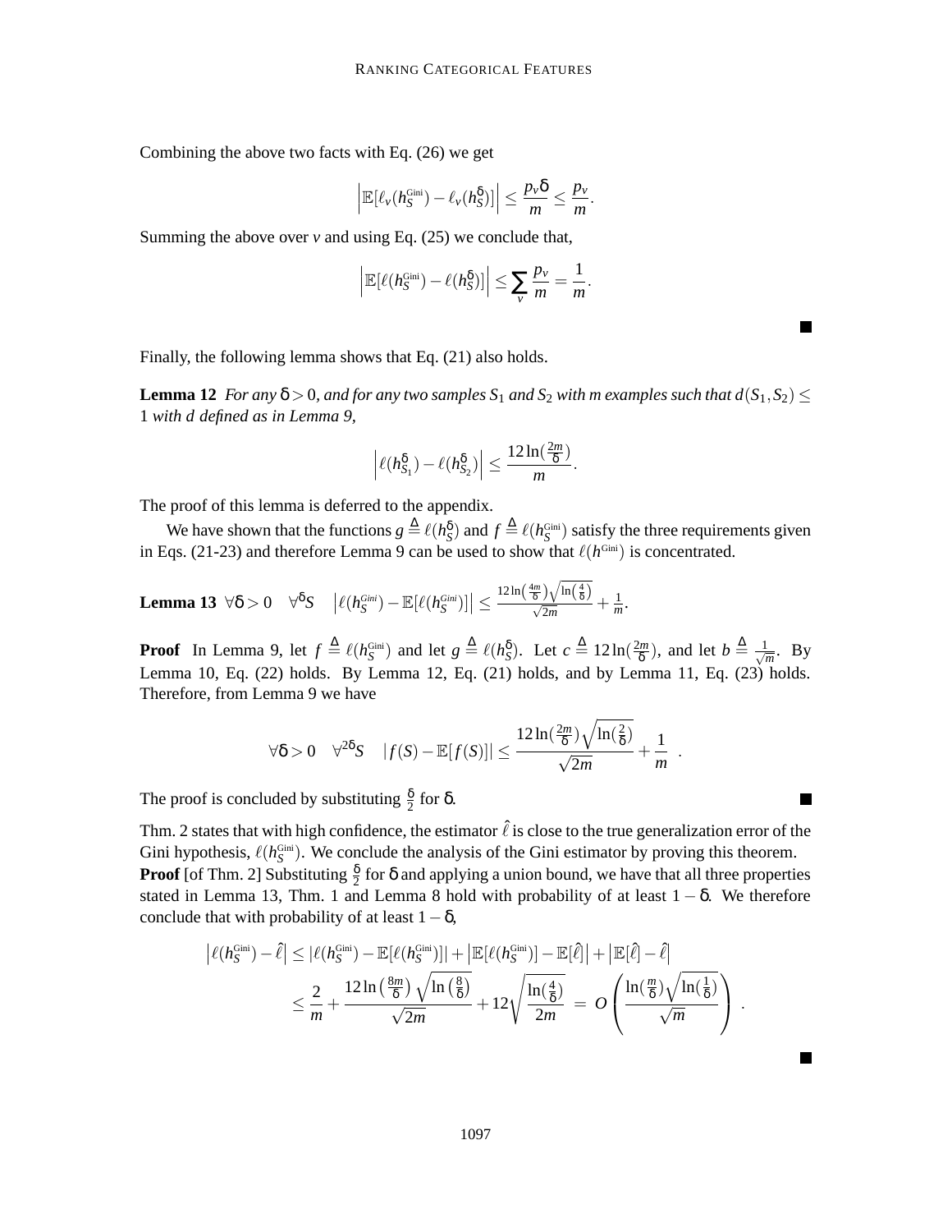Combining the above two facts with Eq. (26) we get

$$\left|\mathbb{E}[\ell_v(h_S^{\text{Gini}}) - \ell_v(h_S^{\delta})]\right| \le \frac{p_v \delta}{m} \le \frac{p_v}{m}.$$

Summing the above over $v$ and using Eq. (25) we conclude that,

$$\left|\mathbb{E}[\ell(h_S^{\text{Gini}}) - \ell(h_S^{\delta})]\right| \le \sum_v \frac{p_v}{m} = \frac{1}{m}.$$

■

Finally, the following lemma shows that Eq. (21) also holds.

**Lemma 12** *For any $\delta > 0$, and for any two samples $S_1$ and $S_2$ with $m$ examples such that $d(S_1, S_2) \le 1$ with $d$ defined as in Lemma 9,*

$$\left|\ell(h_{S_1}^{\delta}) - \ell(h_{S_2}^{\delta})\right| \le \frac{12\ln(\frac{2m}{\delta})}{m}.$$

The proof of this lemma is deferred to the appendix.

We have shown that the functions $g \triangleq \ell(h_S^{\delta})$ and $f \triangleq \ell(h_S^{\text{Gini}})$ satisfy the three requirements given in Eqs. (21-23) and therefore Lemma 9 can be used to show that $\ell(h^{\text{Gini}})$ is concentrated.

**Lemma 13** $\forall \delta > 0 \quad \forall^{\delta} S \quad \left|\ell(h_S^{Gini}) - \mathbb{E}[\ell(h_S^{Gini})]\right| \le \frac{12\ln\left(\frac{4m}{\delta}\right)\sqrt{\ln\left(\frac{4}{\delta}\right)}}{\sqrt{2m}} + \frac{1}{m}.$

**Proof** In Lemma 9, let $f \triangleq \ell(h_S^{\text{Gini}})$ and let $g \triangleq \ell(h_S^{\delta})$. Let $c \triangleq 12\ln(\frac{2m}{\delta})$, and let $b \triangleq \frac{1}{\sqrt{m}}$. By Lemma 10, Eq. (22) holds. By Lemma 12, Eq. (21) holds, and by Lemma 11, Eq. (23) holds. Therefore, from Lemma 9 we have

$$\forall \delta > 0 \quad \forall^{2\delta} S \quad |f(S) - \mathbb{E}[f(S)]| \le \frac{12\ln(\frac{2m}{\delta})\sqrt{\ln(\frac{2}{\delta})}}{\sqrt{2m}} + \frac{1}{m} \ .$$

The proof is concluded by substituting $\frac{\delta}{2}$ for $\delta$. ■

Thm. 2 states that with high confidence, the estimator $\hat{\ell}$ is close to the true generalization error of the Gini hypothesis, $\ell(h_S^{\text{Gini}})$. We conclude the analysis of the Gini estimator by proving this theorem.

**Proof** [of Thm. 2] Substituting $\frac{\delta}{2}$ for $\delta$ and applying a union bound, we have that all three properties stated in Lemma 13, Thm. 1 and Lemma 8 hold with probability of at least $1-\delta$. We therefore conclude that with probability of at least $1-\delta$,

$$\begin{aligned}
\left|\ell(h_S^{\text{Gini}}) - \hat{\ell}\right| &\le |\ell(h_S^{\text{Gini}}) - \mathbb{E}[\ell(h_S^{\text{Gini}})]| + \left|\mathbb{E}[\ell(h_S^{\text{Gini}})] - \mathbb{E}[\hat{\ell}]\right| + \left|\mathbb{E}[\hat{\ell}] - \hat{\ell}\right| \\
&\le \frac{2}{m} + \frac{12\ln\left(\frac{8m}{\delta}\right)\sqrt{\ln\left(\frac{8}{\delta}\right)}}{\sqrt{2m}} + 12\sqrt{\frac{\ln(\frac{4}{\delta})}{2m}} \ = \ O\left(\frac{\ln(\frac{m}{\delta})\sqrt{\ln(\frac{1}{\delta})}}{\sqrt{m}}\right) \ .
\end{aligned}$$

■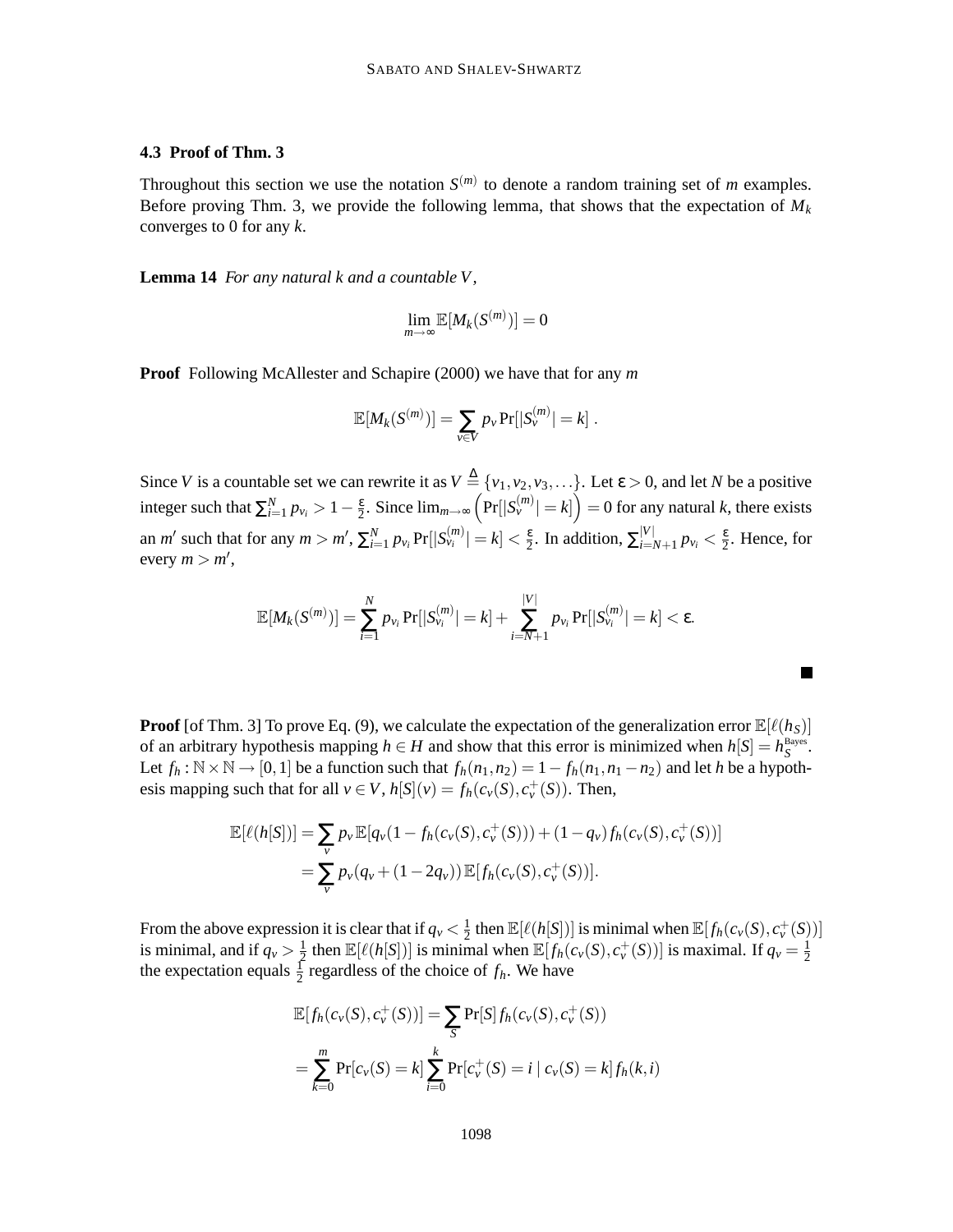### 4.3 Proof of Thm. 3

Throughout this section we use the notation $S^{(m)}$ to denote a random training set of $m$ examples. Before proving Thm. 3, we provide the following lemma, that shows that the expectation of $M_k$ converges to 0 for any $k$.

**Lemma 14** *For any natural $k$ and a countable $V$,*

$$\lim_{m\to\infty} \mathbb{E}[M_k(S^{(m)})] = 0$$

**Proof** Following McAllester and Schapire (2000) we have that for any $m$

$$\mathbb{E}[M_k(S^{(m)})] = \sum_{v\in V} p_v \Pr[|S_v^{(m)}| = k] \ .$$

Since $V$ is a countable set we can rewrite it as $V \stackrel{\Delta}{=} \{v_1, v_2, v_3, \ldots\}$. Let $\epsilon > 0$, and let $N$ be a positive integer such that $\sum_{i=1}^{N} p_{v_i} > 1 - \frac{\epsilon}{2}$. Since $\lim_{m\to\infty}\left(\Pr[|S_v^{(m)}| = k]\right) = 0$ for any natural $k$, there exists an $m'$ such that for any $m > m'$, $\sum_{i=1}^{N} p_{v_i} \Pr[|S_{v_i}^{(m)}| = k] < \frac{\epsilon}{2}$. In addition, $\sum_{i=N+1}^{|V|} p_{v_i} < \frac{\epsilon}{2}$. Hence, for every $m > m'$,

$$\mathbb{E}[M_k(S^{(m)})] = \sum_{i=1}^{N} p_{v_i} \Pr[|S_{v_i}^{(m)}| = k] + \sum_{i=N+1}^{|V|} p_{v_i} \Pr[|S_{v_i}^{(m)}| = k] < \epsilon.$$

■

**Proof** [of Thm. 3] To prove Eq. (9), we calculate the expectation of the generalization error $\mathbb{E}[\ell(h_S)]$ of an arbitrary hypothesis mapping $h \in H$ and show that this error is minimized when $h[S] = h_S^{\text{Bayes}}$. Let $f_h : \mathbb{N}\times\mathbb{N} \to [0,1]$ be a function such that $f_h(n_1, n_2) = 1 - f_h(n_1, n_1 - n_2)$ and let $h$ be a hypothesis mapping such that for all $v \in V$, $h[S](v) = f_h(c_v(S), c_v^+(S))$. Then,

$$\begin{aligned}
\mathbb{E}[\ell(h[S])] &= \sum_v p_v \mathbb{E}[q_v(1 - f_h(c_v(S), c_v^+(S))) + (1-q_v) f_h(c_v(S), c_v^+(S))] \\
&= \sum_v p_v (q_v + (1-2q_v)) \mathbb{E}[f_h(c_v(S), c_v^+(S))].
\end{aligned}$$

From the above expression it is clear that if $q_v < \frac{1}{2}$ then $\mathbb{E}[\ell(h[S])]$ is minimal when $\mathbb{E}[f_h(c_v(S), c_v^+(S))]$ is minimal, and if $q_v > \frac{1}{2}$ then $\mathbb{E}[\ell(h[S])]$ is minimal when $\mathbb{E}[f_h(c_v(S), c_v^+(S))]$ is maximal. If $q_v = \frac{1}{2}$ the expectation equals $\frac{1}{2}$ regardless of the choice of $f_h$. We have

$$\begin{aligned}
\mathbb{E}[f_h(c_v(S), c_v^+(S))] &= \sum_S \Pr[S] f_h(c_v(S), c_v^+(S)) \\
&= \sum_{k=0}^{m} \Pr[c_v(S) = k] \sum_{i=0}^{k} \Pr[c_v^+(S) = i \mid c_v(S) = k] f_h(k, i)
\end{aligned}$$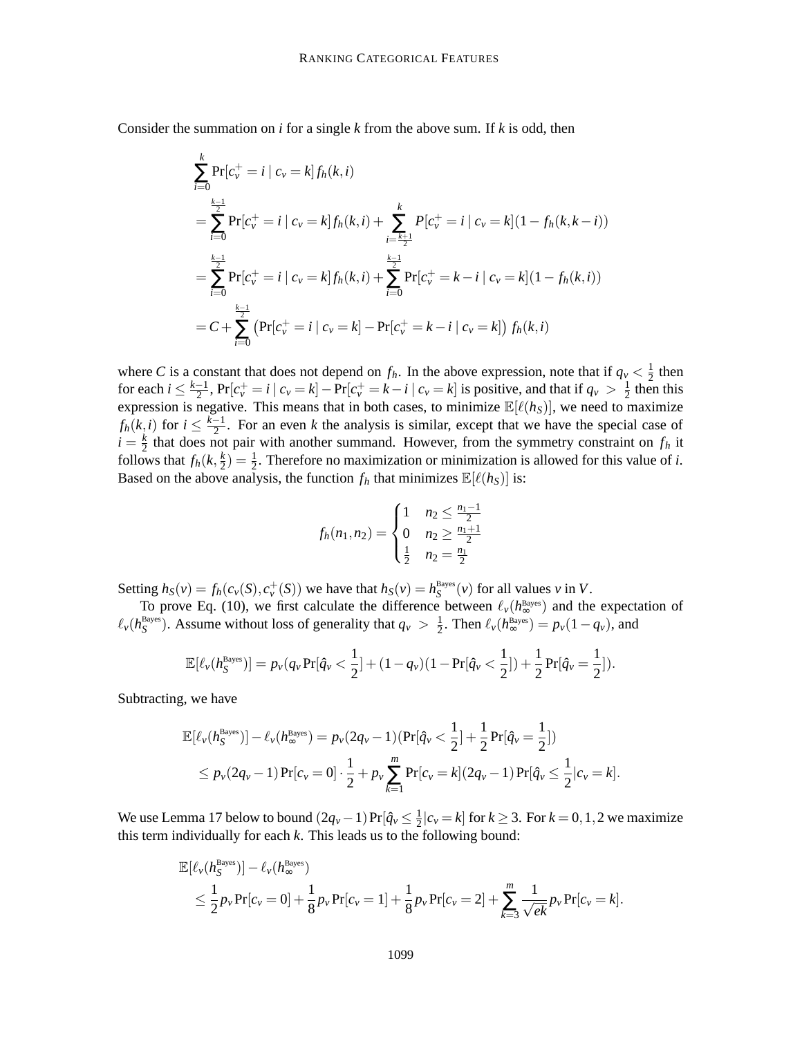Consider the summation on $i$ for a single $k$ from the above sum. If $k$ is odd, then

$$
\begin{aligned}
&\sum_{i=0}^{k} \Pr[c_v^+ = i \mid c_v = k] f_h(k,i) \\
&= \sum_{i=0}^{\frac{k-1}{2}} \Pr[c_v^+ = i \mid c_v = k] f_h(k,i) + \sum_{i=\frac{k+1}{2}}^{k} P[c_v^+ = i \mid c_v = k](1 - f_h(k,k-i)) \\
&= \sum_{i=0}^{\frac{k-1}{2}} \Pr[c_v^+ = i \mid c_v = k] f_h(k,i) + \sum_{i=0}^{\frac{k-1}{2}} \Pr[c_v^+ = k-i \mid c_v = k](1 - f_h(k,i)) \\
&= C + \sum_{i=0}^{\frac{k-1}{2}} \left(\Pr[c_v^+ = i \mid c_v = k] - \Pr[c_v^+ = k-i \mid c_v = k]\right) f_h(k,i)
\end{aligned}
$$

where $C$ is a constant that does not depend on $f_h$. In the above expression, note that if $q_v < \frac{1}{2}$ then for each $i \le \frac{k-1}{2}$, $\Pr[c_v^+ = i \mid c_v = k] - \Pr[c_v^+ = k-i \mid c_v = k]$ is positive, and that if $q_v > \frac{1}{2}$ then this expression is negative. This means that in both cases, to minimize $\mathbb{E}[\ell(h_S)]$, we need to maximize $f_h(k,i)$ for $i \le \frac{k-1}{2}$. For an even $k$ the analysis is similar, except that we have the special case of $i = \frac{k}{2}$ that does not pair with another summand. However, from the symmetry constraint on $f_h$ it follows that $f_h(k, \frac{k}{2}) = \frac{1}{2}$. Therefore no maximization or minimization is allowed for this value of $i$. Based on the above analysis, the function $f_h$ that minimizes $\mathbb{E}[\ell(h_S)]$ is:

$$
f_h(n_1,n_2) = \begin{cases} 1 & n_2 \le \frac{n_1-1}{2} \\ 0 & n_2 \ge \frac{n_1+1}{2} \\ \frac{1}{2} & n_2 = \frac{n_1}{2} \end{cases}
$$

Setting $h_S(v) = f_h(c_v(S), c_v^+(S))$ we have that $h_S(v) = h_S^{\text{Bayes}}(v)$ for all values $v$ in $V$.

To prove Eq. (10), we first calculate the difference between $\ell_v(h_\infty^{\text{Bayes}})$ and the expectation of $\ell_v(h_S^{\text{Bayes}})$. Assume without loss of generality that $q_v > \frac{1}{2}$. Then $\ell_v(h_\infty^{\text{Bayes}}) = p_v(1-q_v)$, and

$$
\mathbb{E}[\ell_v(h_S^{\text{Bayes}})] = p_v(q_v \Pr[\hat{q}_v < \frac{1}{2}] + (1-q_v)(1 - \Pr[\hat{q}_v < \frac{1}{2}]) + \frac{1}{2}\Pr[\hat{q}_v = \frac{1}{2}]).
$$

Subtracting, we have

$$
\begin{aligned}
&\mathbb{E}[\ell_v(h_S^{\text{Bayes}})] - \ell_v(h_\infty^{\text{Bayes}}) = p_v(2q_v - 1)(\Pr[\hat{q}_v < \frac{1}{2}] + \frac{1}{2}\Pr[\hat{q}_v = \frac{1}{2}]) \\
&\quad \le p_v(2q_v-1)\Pr[c_v = 0] \cdot \frac{1}{2} + p_v \sum_{k=1}^{m} \Pr[c_v = k](2q_v - 1)\Pr[\hat{q}_v \le \frac{1}{2} | c_v = k].
\end{aligned}
$$

We use Lemma 17 below to bound $(2q_v - 1)\Pr[\hat{q}_v \le \frac{1}{2} | c_v = k]$ for $k \ge 3$. For $k = 0,1,2$ we maximize this term individually for each $k$. This leads us to the following bound:

$$
\begin{aligned}
&\mathbb{E}[\ell_v(h_S^{\text{Bayes}})] - \ell_v(h_\infty^{\text{Bayes}}) \\
&\quad \le \frac{1}{2} p_v \Pr[c_v = 0] + \frac{1}{8} p_v \Pr[c_v = 1] + \frac{1}{8} p_v \Pr[c_v = 2] + \sum_{k=3}^{m} \frac{1}{\sqrt{ek}} p_v \Pr[c_v = k].
\end{aligned}
$$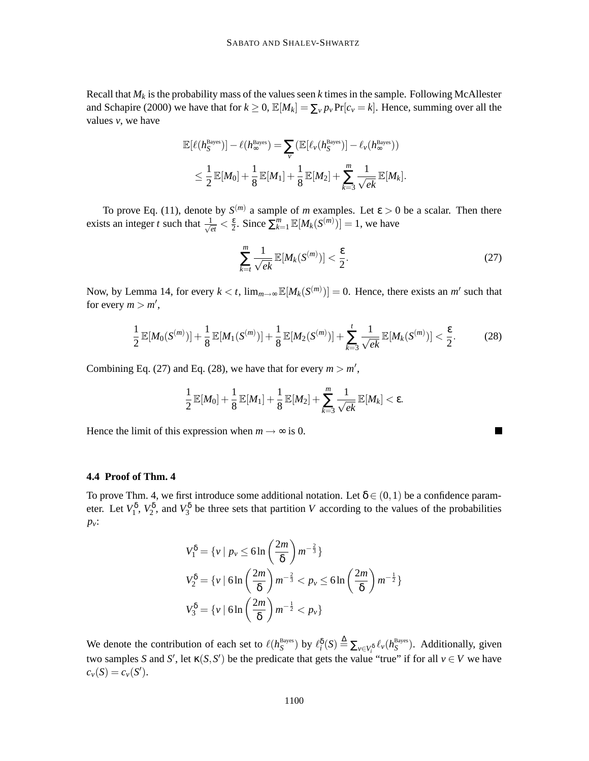Recall that $M_k$ is the probability mass of the values seen $k$ times in the sample. Following McAllester and Schapire (2000) we have that for $k \geq 0$, $\mathbb{E}[M_k] = \sum_v p_v \Pr[c_v = k]$. Hence, summing over all the values $v$, we have

$$\mathbb{E}[\ell(h_S^{\text{Bayes}})] - \ell(h_\infty^{\text{Bayes}}) = \sum_v (\mathbb{E}[\ell_v(h_S^{\text{Bayes}})] - \ell_v(h_\infty^{\text{Bayes}}))$$

$$\leq \frac{1}{2}\mathbb{E}[M_0] + \frac{1}{8}\mathbb{E}[M_1] + \frac{1}{8}\mathbb{E}[M_2] + \sum_{k=3}^{m} \frac{1}{\sqrt{ek}}\mathbb{E}[M_k].$$

To prove Eq. (11), denote by $S^{(m)}$ a sample of $m$ examples. Let $\varepsilon > 0$ be a scalar. Then there exists an integer $t$ such that $\frac{1}{\sqrt{et}} < \frac{\varepsilon}{2}$. Since $\sum_{k=1}^{m} \mathbb{E}[M_k(S^{(m)})] = 1$, we have

$$\sum_{k=t}^{m} \frac{1}{\sqrt{ek}}\mathbb{E}[M_k(S^{(m)})] < \frac{\varepsilon}{2}. \tag{27}$$

Now, by Lemma 14, for every $k < t$, $\lim_{m\to\infty} \mathbb{E}[M_k(S^{(m)})] = 0$. Hence, there exists an $m'$ such that for every $m > m'$,

$$\frac{1}{2}\mathbb{E}[M_0(S^{(m)})] + \frac{1}{8}\mathbb{E}[M_1(S^{(m)})] + \frac{1}{8}\mathbb{E}[M_2(S^{(m)})] + \sum_{k=3}^{t} \frac{1}{\sqrt{ek}}\mathbb{E}[M_k(S^{(m)})] < \frac{\varepsilon}{2}. \tag{28}$$

Combining Eq. (27) and Eq. (28), we have that for every $m > m'$,

$$\frac{1}{2}\mathbb{E}[M_0] + \frac{1}{8}\mathbb{E}[M_1] + \frac{1}{8}\mathbb{E}[M_2] + \sum_{k=3}^{m} \frac{1}{\sqrt{ek}}\mathbb{E}[M_k] < \varepsilon.$$

Hence the limit of this expression when $m \to \infty$ is 0. ■

### 4.4 Proof of Thm. 4

To prove Thm. 4, we first introduce some additional notation. Let $\delta \in (0,1)$ be a confidence parameter. Let $V_1^\delta$, $V_2^\delta$, and $V_3^\delta$ be three sets that partition $V$ according to the values of the probabilities $p_v$:

$$V_1^\delta = \{v \mid p_v \leq 6\ln\left(\frac{2m}{\delta}\right)m^{-\frac{2}{3}}\}$$

$$V_2^\delta = \{v \mid 6\ln\left(\frac{2m}{\delta}\right)m^{-\frac{2}{3}} < p_v \leq 6\ln\left(\frac{2m}{\delta}\right)m^{-\frac{1}{2}}\}$$

$$V_3^\delta = \{v \mid 6\ln\left(\frac{2m}{\delta}\right)m^{-\frac{1}{2}} < p_v\}$$

We denote the contribution of each set to $\ell(h_S^{\text{Bayes}})$ by $\ell_i^\delta(S) \stackrel{\Delta}{=} \sum_{v \in V_i^\delta} \ell_v(h_S^{\text{Bayes}})$. Additionally, given two samples $S$ and $S'$, let $\kappa(S, S')$ be the predicate that gets the value "true" if for all $v \in V$ we have $c_v(S) = c_v(S')$.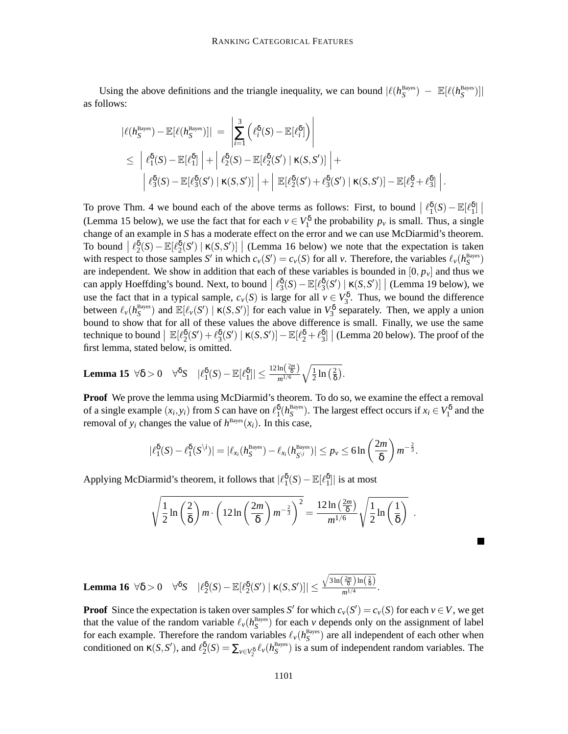Using the above definitions and the triangle inequality, we can bound $|\ell(h_S^{\text{Bayes}}) - \mathbb{E}[\ell(h_S^{\text{Bayes}})]|$ as follows:

$$
\begin{aligned}
|\ell(h_S^{\text{Bayes}}) - \mathbb{E}[\ell(h_S^{\text{Bayes}})]| &= \left| \sum_{i=1}^{3} \left( \ell_i^{\delta}(S) - \mathbb{E}[\ell_i^{\delta}] \right) \right| \\
&\leq \left| \ell_1^{\delta}(S) - \mathbb{E}[\ell_1^{\delta}] \right| + \left| \ell_2^{\delta}(S) - \mathbb{E}[\ell_2^{\delta}(S') \mid \kappa(S,S')] \right| + \\
&\quad \left| \ell_3^{\delta}(S) - \mathbb{E}[\ell_3^{\delta}(S') \mid \kappa(S,S')] \right| + \left| \mathbb{E}[\ell_2^{\delta}(S') + \ell_3^{\delta}(S') \mid \kappa(S,S')] - \mathbb{E}[\ell_2^{\delta} + \ell_3^{\delta}] \right|.
\end{aligned}
$$

To prove Thm. 4 we bound each of the above terms as follows: First, to bound $\left| \ell_1^{\delta}(S) - \mathbb{E}[\ell_1^{\delta}] \right|$ (Lemma 15 below), we use the fact that for each $v \in V_1^{\delta}$ the probability $p_v$ is small. Thus, a single change of an example in $S$ has a moderate effect on the error and we can use McDiarmid's theorem. To bound $\left| \ell_2^{\delta}(S) - \mathbb{E}[\ell_2^{\delta}(S') \mid \kappa(S,S')] \right|$ (Lemma 16 below) we note that the expectation is taken with respect to those samples $S'$ in which $c_v(S') = c_v(S)$ for all $v$. Therefore, the variables $\ell_v(h_S^{\text{Bayes}})$ are independent. We show in addition that each of these variables is bounded in $[0, p_v]$ and thus we can apply Hoeffding's bound. Next, to bound $\left| \ell_3^{\delta}(S) - \mathbb{E}[\ell_3^{\delta}(S') \mid \kappa(S,S')] \right|$ (Lemma 19 below), we use the fact that in a typical sample, $c_v(S)$ is large for all $v \in V_3^{\delta}$. Thus, we bound the difference between $\ell_v(h_S^{\text{Bayes}})$ and $\mathbb{E}[\ell_v(S') \mid \kappa(S,S')]$ for each value in $V_3^{\delta}$ separately. Then, we apply a union bound to show that for all of these values the above difference is small. Finally, we use the same technique to bound $\left| \mathbb{E}[\ell_2^{\delta}(S') + \ell_3^{\delta}(S') \mid \kappa(S,S')] - \mathbb{E}[\ell_2^{\delta} + \ell_3^{\delta}] \right|$ (Lemma 20 below). The proof of the first lemma, stated below, is omitted.

**Lemma 15** $\forall \delta > 0 \quad \forall^{\delta} S \quad |\ell_1^{\delta}(S) - \mathbb{E}[\ell_1^{\delta}]| \leq \frac{12 \ln\left(\frac{2m}{\delta}\right)}{m^{1/6}} \sqrt{\frac{1}{2} \ln\left(\frac{2}{\delta}\right)}$.

**Proof** We prove the lemma using McDiarmid's theorem. To do so, we examine the effect a removal of a single example $(x_i, y_i)$ from $S$ can have on $\ell_1^{\delta}(h_S^{\text{Bayes}})$. The largest effect occurs if $x_i \in V_1^{\delta}$ and the removal of $y_i$ changes the value of $h^{\text{Bayes}}(x_i)$. In this case,

$$
|\ell_1^{\delta}(S) - \ell_1^{\delta}(S^{\setminus i})| = |\ell_{x_i}(h_S^{\text{Bayes}}) - \ell_{x_i}(h_{S^{\setminus i}}^{\text{Bayes}})| \leq p_v \leq 6 \ln\left(\frac{2m}{\delta}\right) m^{-\frac{2}{3}}.
$$

Applying McDiarmid's theorem, it follows that $|\ell_1^{\delta}(S) - \mathbb{E}[\ell_1^{\delta}]|$ is at most

$$
\sqrt{\frac{1}{2} \ln\left(\frac{2}{\delta}\right) m \cdot \left(12 \ln\left(\frac{2m}{\delta}\right) m^{-\frac{2}{3}}\right)^2} = \frac{12 \ln\left(\frac{2m}{\delta}\right)}{m^{1/6}} \sqrt{\frac{1}{2} \ln\left(\frac{1}{\delta}\right)} \ .
$$

■

**Lemma 16** $\forall \delta > 0 \quad \forall^{\delta} S \quad |\ell_2^{\delta}(S) - \mathbb{E}[\ell_2^{\delta}(S') \mid \kappa(S,S')]| \leq \frac{\sqrt{3 \ln\left(\frac{2m}{\delta}\right) \ln\left(\frac{2}{\delta}\right)}}{m^{1/4}}$.

**Proof** Since the expectation is taken over samples $S'$ for which $c_v(S') = c_v(S)$ for each $v \in V$, we get that the value of the random variable $\ell_v(h_S^{\text{Bayes}})$ for each $v$ depends only on the assignment of label for each example. Therefore the random variables $\ell_v(h_S^{\text{Bayes}})$ are all independent of each other when conditioned on $\kappa(S,S')$, and $\ell_2^{\delta}(S) = \sum_{v \in V_2^{\delta}} \ell_v(h_S^{\text{Bayes}})$ is a sum of independent random variables. The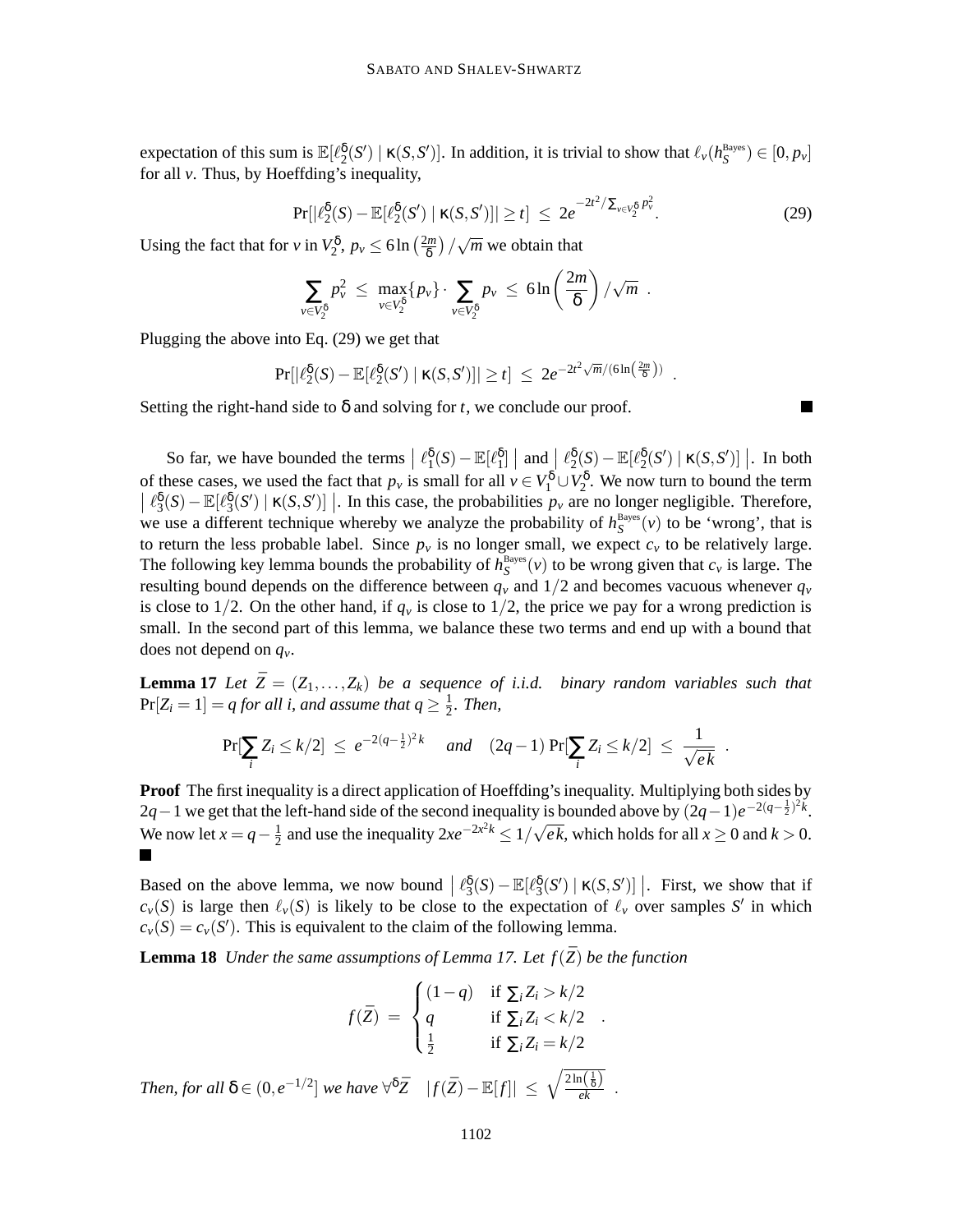expectation of this sum is $\mathbb{E}[\ell_2^\delta(S') \mid \kappa(S,S')]$. In addition, it is trivial to show that $\ell_v(h_S^{\text{Bayes}}) \in [0, p_v]$ for all $v$. Thus, by Hoeffding's inequality,

$$\Pr[|\ell_2^\delta(S) - \mathbb{E}[\ell_2^\delta(S') \mid \kappa(S,S')]| \geq t] \;\leq\; 2e^{-2t^2/\sum_{v \in V_2^\delta} p_v^2}. \tag{29}$$

Using the fact that for $v$ in $V_2^\delta$, $p_v \leq 6\ln\left(\frac{2m}{\delta}\right)/\sqrt{m}$ we obtain that

$$\sum_{v \in V_2^\delta} p_v^2 \;\leq\; \max_{v \in V_2^\delta}\{p_v\} \cdot \sum_{v \in V_2^\delta} p_v \;\leq\; 6\ln\left(\frac{2m}{\delta}\right)/\sqrt{m} \;.$$

Plugging the above into Eq. (29) we get that

$$\Pr[|\ell_2^\delta(S) - \mathbb{E}[\ell_2^\delta(S') \mid \kappa(S,S')]| \geq t] \;\leq\; 2e^{-2t^2\sqrt{m}/(6\ln\left(\frac{2m}{\delta}\right))} \;.$$

Setting the right-hand side to $\delta$ and solving for $t$, we conclude our proof. ∎

So far, we have bounded the terms $\left|\, \ell_1^\delta(S) - \mathbb{E}[\ell_1^\delta] \,\right|$ and $\left|\, \ell_2^\delta(S) - \mathbb{E}[\ell_2^\delta(S') \mid \kappa(S,S')] \,\right|$. In both of these cases, we used the fact that $p_v$ is small for all $v \in V_1^\delta \cup V_2^\delta$. We now turn to bound the term $\left|\, \ell_3^\delta(S) - \mathbb{E}[\ell_3^\delta(S') \mid \kappa(S,S')] \,\right|$. In this case, the probabilities $p_v$ are no longer negligible. Therefore, we use a different technique whereby we analyze the probability of $h_S^{\text{Bayes}}(v)$ to be 'wrong', that is to return the less probable label. Since $p_v$ is no longer small, we expect $c_v$ to be relatively large. The following key lemma bounds the probability of $h_S^{\text{Bayes}}(v)$ to be wrong given that $c_v$ is large. The resulting bound depends on the difference between $q_v$ and $1/2$ and becomes vacuous whenever $q_v$ is close to $1/2$. On the other hand, if $q_v$ is close to $1/2$, the price we pay for a wrong prediction is small. In the second part of this lemma, we balance these two terms and end up with a bound that does not depend on $q_v$.

**Lemma 17** *Let $\bar{Z} = (Z_1, \ldots, Z_k)$ be a sequence of i.i.d. binary random variables such that $\Pr[Z_i = 1] = q$ for all $i$, and assume that $q \geq \frac{1}{2}$. Then,*

$$\Pr[\sum_i Z_i \leq k/2] \;\leq\; e^{-2(q-\frac{1}{2})^2 k} \quad \textit{and} \quad (2q-1)\Pr[\sum_i Z_i \leq k/2] \;\leq\; \frac{1}{\sqrt{ek}} \;.$$

**Proof** The first inequality is a direct application of Hoeffding's inequality. Multiplying both sides by $2q-1$ we get that the left-hand side of the second inequality is bounded above by $(2q-1)e^{-2(q-\frac{1}{2})^2 k}$. We now let $x = q - \frac{1}{2}$ and use the inequality $2xe^{-2x^2 k} \leq 1/\sqrt{ek}$, which holds for all $x \geq 0$ and $k > 0$. ∎

Based on the above lemma, we now bound $\left|\, \ell_3^\delta(S) - \mathbb{E}[\ell_3^\delta(S') \mid \kappa(S,S')] \,\right|$. First, we show that if $c_v(S)$ is large then $\ell_v(S)$ is likely to be close to the expectation of $\ell_v$ over samples $S'$ in which $c_v(S) = c_v(S')$. This is equivalent to the claim of the following lemma.

**Lemma 18** *Under the same assumptions of Lemma 17. Let $f(\bar{Z})$ be the function*

$$f(\bar{Z}) \;=\; \begin{cases} (1-q) & \text{if } \sum_i Z_i > k/2 \\ q & \text{if } \sum_i Z_i < k/2 \\ \frac{1}{2} & \text{if } \sum_i Z_i = k/2 \end{cases} \;.$$

*Then, for all $\delta \in (0, e^{-1/2}]$ we have $\forall^\delta \bar{Z} \quad |f(\bar{Z}) - \mathbb{E}[f]| \;\leq\; \sqrt{\frac{2\ln\left(\frac{1}{\delta}\right)}{ek}}$ .*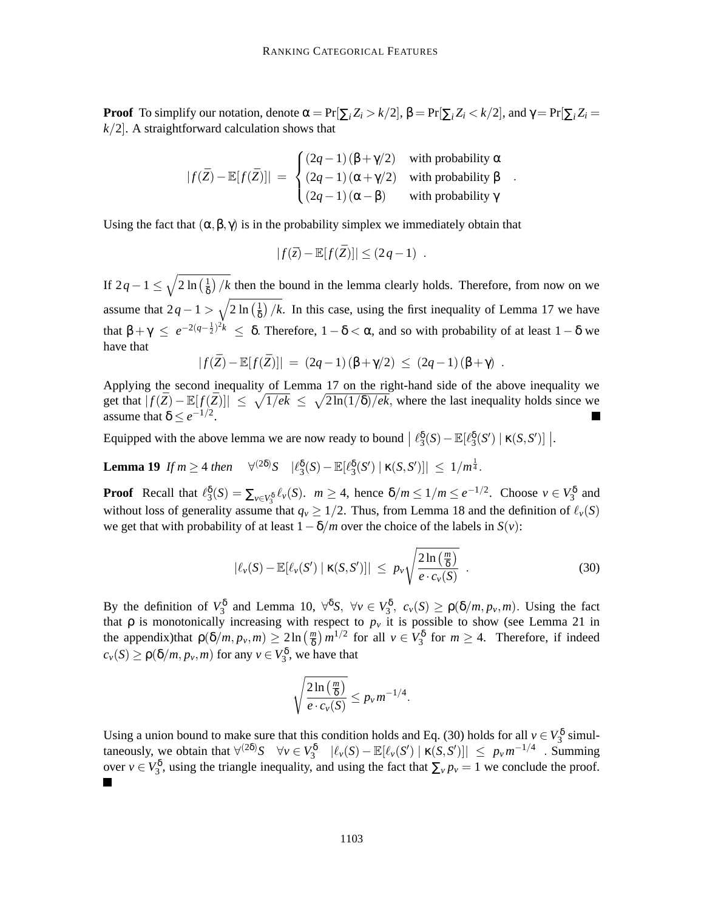**Proof** To simplify our notation, denote $\alpha = \Pr[\sum_i Z_i > k/2]$, $\beta = \Pr[\sum_i Z_i < k/2]$, and $\gamma = \Pr[\sum_i Z_i = k/2]$. A straightforward calculation shows that

$$|f(\bar{Z}) - \mathbb{E}[f(\bar{Z})]| \;=\; \begin{cases} (2q-1)\,(\beta+\gamma/2) & \text{with probability } \alpha \\ (2q-1)\,(\alpha+\gamma/2) & \text{with probability } \beta \\ (2q-1)\,(\alpha-\beta) & \text{with probability } \gamma \end{cases} \quad .$$

Using the fact that $(\alpha, \beta, \gamma)$ is in the probability simplex we immediately obtain that

$$|f(\bar{z}) - \mathbb{E}[f(\bar{Z})]| \leq (2q-1) \enspace .$$

If $2q-1 \leq \sqrt{2\ln\left(\frac{1}{\delta}\right)/k}$ then the bound in the lemma clearly holds. Therefore, from now on we assume that $2q-1 > \sqrt{2\ln\left(\frac{1}{\delta}\right)/k}$. In this case, using the first inequality of Lemma 17 we have that $\beta + \gamma \;\leq\; e^{-2(q-\frac{1}{2})^2 k} \;\leq\; \delta$. Therefore, $1-\delta < \alpha$, and so with probability of at least $1-\delta$ we have that

$$|f(\bar{Z}) - \mathbb{E}[f(\bar{Z})]| \;=\; (2q-1)\,(\beta+\gamma/2) \;\leq\; (2q-1)\,(\beta+\gamma) \enspace .$$

Applying the second inequality of Lemma 17 on the right-hand side of the above inequality we get that $|f(\bar{Z}) - \mathbb{E}[f(\bar{Z})]| \;\leq\; \sqrt{1/ek} \;\leq\; \sqrt{2\ln(1/\delta)/ek}$, where the last inequality holds since we assume that $\delta \leq e^{-1/2}$. ■

Equipped with the above lemma we are now ready to bound $\left|\, \ell_3^\delta(S) - \mathbb{E}[\ell_3^\delta(S') \mid \kappa(S,S')] \,\right|$.

**Lemma 19** *If $m \geq 4$ then* $\quad \forall^{(2\delta)} S \quad |\ell_3^\delta(S) - \mathbb{E}[\ell_3^\delta(S') \mid \kappa(S,S')]| \;\leq\; 1/m^{\frac{1}{4}}$.

**Proof** Recall that $\ell_3^\delta(S) = \sum_{v \in V_3^\delta} \ell_v(S)$. $m \geq 4$, hence $\delta/m \leq 1/m \leq e^{-1/2}$. Choose $v \in V_3^\delta$ and without loss of generality assume that $q_v \geq 1/2$. Thus, from Lemma 18 and the definition of $\ell_v(S)$ we get that with probability of at least $1-\delta/m$ over the choice of the labels in $S(v)$:

$$|\ell_v(S) - \mathbb{E}[\ell_v(S') \mid \kappa(S,S')]| \;\leq\; p_v \sqrt{\frac{2\ln\left(\frac{m}{\delta}\right)}{e \cdot c_v(S)}} \enspace . \tag{30}$$

By the definition of $V_3^\delta$ and Lemma 10, $\forall^\delta S,\ \forall v \in V_3^\delta,\ c_v(S) \geq \rho(\delta/m, p_v, m)$. Using the fact that $\rho$ is monotonically increasing with respect to $p_v$ it is possible to show (see Lemma 21 in the appendix)that $\rho(\delta/m, p_v, m) \geq 2\ln\left(\frac{m}{\delta}\right) m^{1/2}$ for all $v \in V_3^\delta$ for $m \geq 4$. Therefore, if indeed $c_v(S) \geq \rho(\delta/m, p_v, m)$ for any $v \in V_3^\delta$, we have that

$$\sqrt{\frac{2\ln\left(\frac{m}{\delta}\right)}{e \cdot c_v(S)}} \leq p_v m^{-1/4}.$$

Using a union bound to make sure that this condition holds and Eq. (30) holds for all $v \in V_3^\delta$ simultaneously, we obtain that $\forall^{(2\delta)} S \quad \forall v \in V_3^\delta \quad |\ell_v(S) - \mathbb{E}[\ell_v(S') \mid \kappa(S,S')]| \;\leq\; p_v m^{-1/4}$ . Summing over $v \in V_3^\delta$, using the triangle inequality, and using the fact that $\sum_v p_v = 1$ we conclude the proof. ■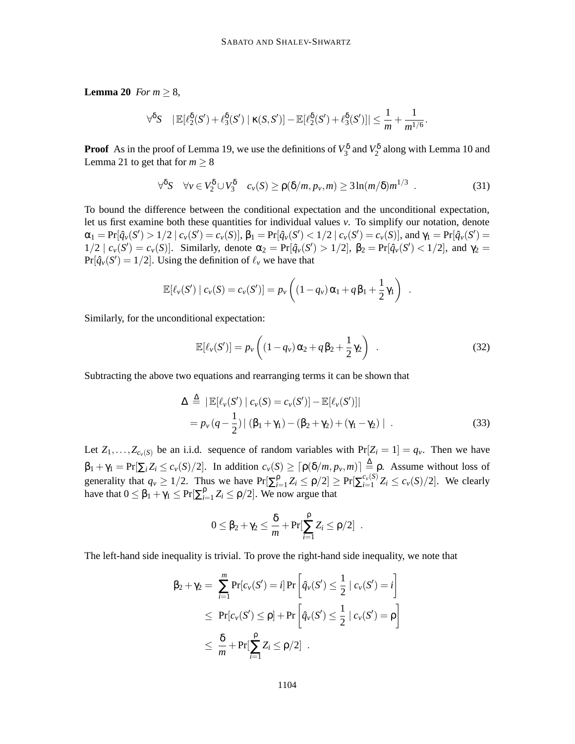**Lemma 20** *For $m \geq 8$,*

$$\forall^{\delta} S \quad |\mathbb{E}[\ell_2^{\delta}(S') + \ell_3^{\delta}(S') \mid \kappa(S,S')] - \mathbb{E}[\ell_2^{\delta}(S') + \ell_3^{\delta}(S')]| \leq \frac{1}{m} + \frac{1}{m^{1/6}}.$$

**Proof** As in the proof of Lemma 19, we use the definitions of $V_3^{\delta}$ and $V_2^{\delta}$ along with Lemma 10 and Lemma 21 to get that for $m \geq 8$

$$\forall^{\delta} S \quad \forall v \in V_2^{\delta} \cup V_3^{\delta} \quad c_v(S) \geq \rho(\delta/m, p_v, m) \geq 3\ln(m/\delta) m^{1/3} \ . \tag{31}$$

To bound the difference between the conditional expectation and the unconditional expectation, let us first examine both these quantities for individual values $v$. To simplify our notation, denote $\alpha_1 = \Pr[\hat{q}_v(S') > 1/2 \mid c_v(S') = c_v(S)]$, $\beta_1 = \Pr[\hat{q}_v(S') < 1/2 \mid c_v(S') = c_v(S)]$, and $\gamma_1 = \Pr[\hat{q}_v(S') = 1/2 \mid c_v(S') = c_v(S)]$. Similarly, denote $\alpha_2 = \Pr[\hat{q}_v(S') > 1/2]$, $\beta_2 = \Pr[\hat{q}_v(S') < 1/2]$, and $\gamma_2 = \Pr[\hat{q}_v(S') = 1/2]$. Using the definition of $\ell_v$ we have that

$$\mathbb{E}[\ell_v(S') \mid c_v(S) = c_v(S')] = p_v \left( (1 - q_v)\,\alpha_1 + q\,\beta_1 + \frac{1}{2}\gamma_1 \right) \ .$$

Similarly, for the unconditional expectation:

$$\mathbb{E}[\ell_v(S')] = p_v \left( (1 - q_v)\,\alpha_2 + q\,\beta_2 + \frac{1}{2}\gamma_2 \right) \ . \tag{32}$$

Subtracting the above two equations and rearranging terms it can be shown that

$$\begin{aligned}
\Delta &\stackrel{\Delta}{=} |\mathbb{E}[\ell_v(S') \mid c_v(S) = c_v(S')] - \mathbb{E}[\ell_v(S')]| \\
&= p_v (q - \frac{1}{2}) \,|\, (\beta_1 + \gamma_1) - (\beta_2 + \gamma_2) + (\gamma_1 - \gamma_2) \,| \ .
\end{aligned} \tag{33}$$

Let $Z_1, \ldots, Z_{c_v(S)}$ be an i.i.d. sequence of random variables with $\Pr[Z_i = 1] = q_v$. Then we have $\beta_1 + \gamma_1 = \Pr[\sum_i Z_i \leq c_v(S)/2]$. In addition $c_v(S) \geq \lceil \rho(\delta/m, p_v, m) \rceil \stackrel{\Delta}{=} \rho$. Assume without loss of generality that $q_v \geq 1/2$. Thus we have $\Pr[\sum_{i=1}^{\rho} Z_i \leq \rho/2] \geq \Pr[\sum_{i=1}^{c_v(S)} Z_i \leq c_v(S)/2]$. We clearly have that $0 \leq \beta_1 + \gamma_1 \leq \Pr[\sum_{i=1}^{\rho} Z_i \leq \rho/2]$. We now argue that

$$0 \leq \beta_2 + \gamma_2 \leq \frac{\delta}{m} + \Pr[\sum_{i=1}^{\rho} Z_i \leq \rho/2] \ .$$

The left-hand side inequality is trivial. To prove the right-hand side inequality, we note that

$$\begin{aligned}
\beta_2 + \gamma_2 &= \sum_{i=1}^{m} \Pr[c_v(S') = i] \Pr\left[\hat{q}_v(S') \leq \frac{1}{2} \mid c_v(S') = i\right] \\
&\leq \Pr[c_v(S') \leq \rho] + \Pr\left[\hat{q}_v(S') \leq \frac{1}{2} \mid c_v(S') = \rho\right] \\
&\leq \frac{\delta}{m} + \Pr[\sum_{i=1}^{\rho} Z_i \leq \rho/2] \ .
\end{aligned}$$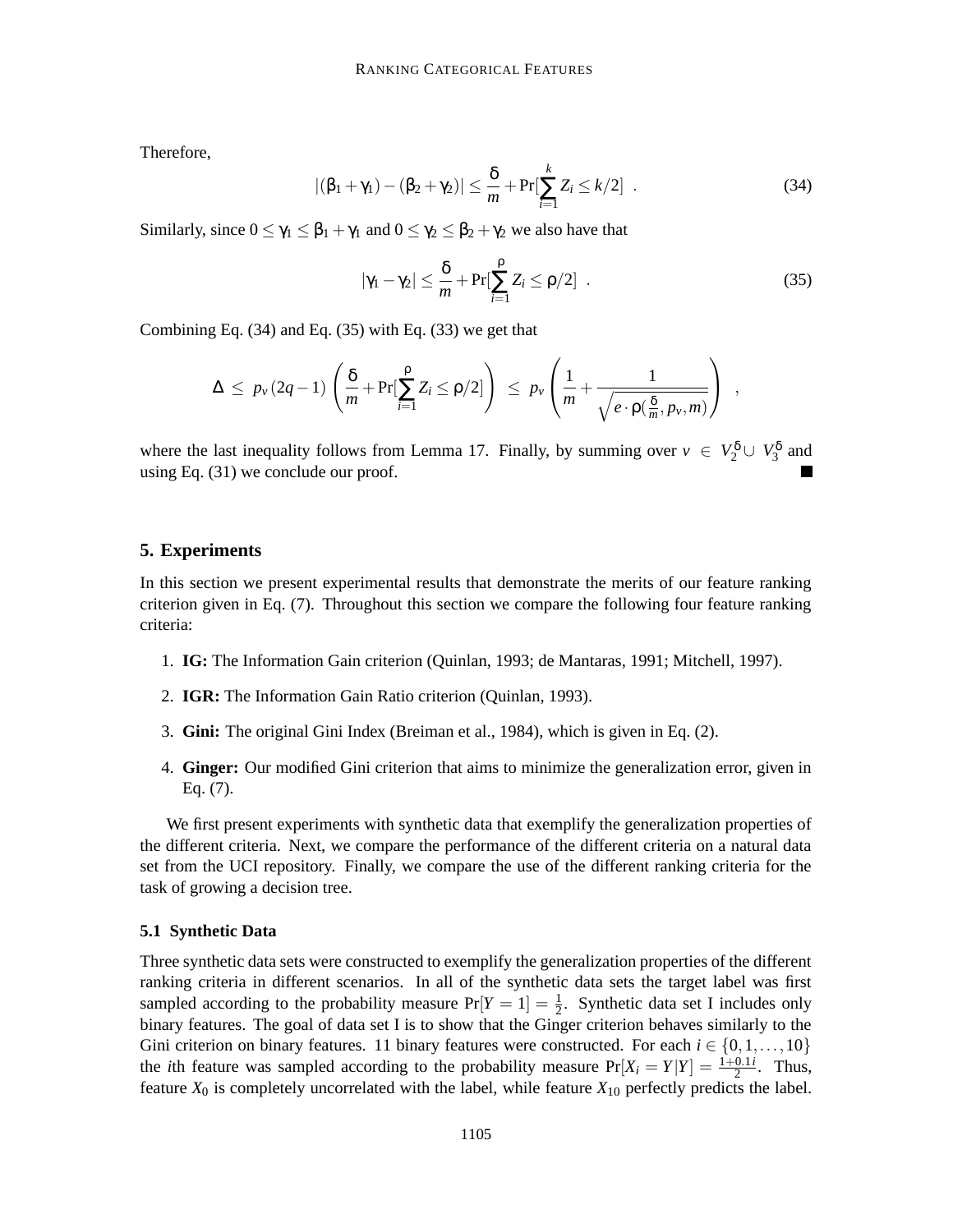Therefore,

$$|(\beta_1+\gamma_1)-(\beta_2+\gamma_2)| \leq \frac{\delta}{m} + \Pr[\sum_{i=1}^{k} Z_i \leq k/2] \ . \tag{34}$$

Similarly, since $0 \leq \gamma_1 \leq \beta_1+\gamma_1$ and $0 \leq \gamma_2 \leq \beta_2+\gamma_2$ we also have that

$$|\gamma_1-\gamma_2| \leq \frac{\delta}{m} + \Pr[\sum_{i=1}^{\rho} Z_i \leq \rho/2] \ . \tag{35}$$

Combining Eq. (34) and Eq. (35) with Eq. (33) we get that

$$\Delta \ \leq \ p_v(2q-1)\left(\frac{\delta}{m} + \Pr[\sum_{i=1}^{\rho} Z_i \leq \rho/2]\right) \ \leq \ p_v\left(\frac{1}{m} + \frac{1}{\sqrt{e \cdot \rho(\frac{\delta}{m}, p_v, m)}}\right) \ ,$$

where the last inequality follows from Lemma 17. Finally, by summing over $v \ \in \ V_2^{\delta} \cup \ V_3^{\delta}$ and using Eq. (31) we conclude our proof. ■

## 5. Experiments

In this section we present experimental results that demonstrate the merits of our feature ranking criterion given in Eq. (7). Throughout this section we compare the following four feature ranking criteria:

1. **IG:** The Information Gain criterion (Quinlan, 1993; de Mantaras, 1991; Mitchell, 1997).
2. **IGR:** The Information Gain Ratio criterion (Quinlan, 1993).
3. **Gini:** The original Gini Index (Breiman et al., 1984), which is given in Eq. (2).
4. **Ginger:** Our modified Gini criterion that aims to minimize the generalization error, given in Eq. (7).

We first present experiments with synthetic data that exemplify the generalization properties of the different criteria. Next, we compare the performance of the different criteria on a natural data set from the UCI repository. Finally, we compare the use of the different ranking criteria for the task of growing a decision tree.

### 5.1 Synthetic Data

Three synthetic data sets were constructed to exemplify the generalization properties of the different ranking criteria in different scenarios. In all of the synthetic data sets the target label was first sampled according to the probability measure $\Pr[Y=1] = \frac{1}{2}$. Synthetic data set I includes only binary features. The goal of data set I is to show that the Ginger criterion behaves similarly to the Gini criterion on binary features. 11 binary features were constructed. For each $i \in \{0,1,\ldots,10\}$ the $i$th feature was sampled according to the probability measure $\Pr[X_i = Y|Y] = \frac{1+0.1i}{2}$. Thus, feature $X_0$ is completely uncorrelated with the label, while feature $X_{10}$ perfectly predicts the label.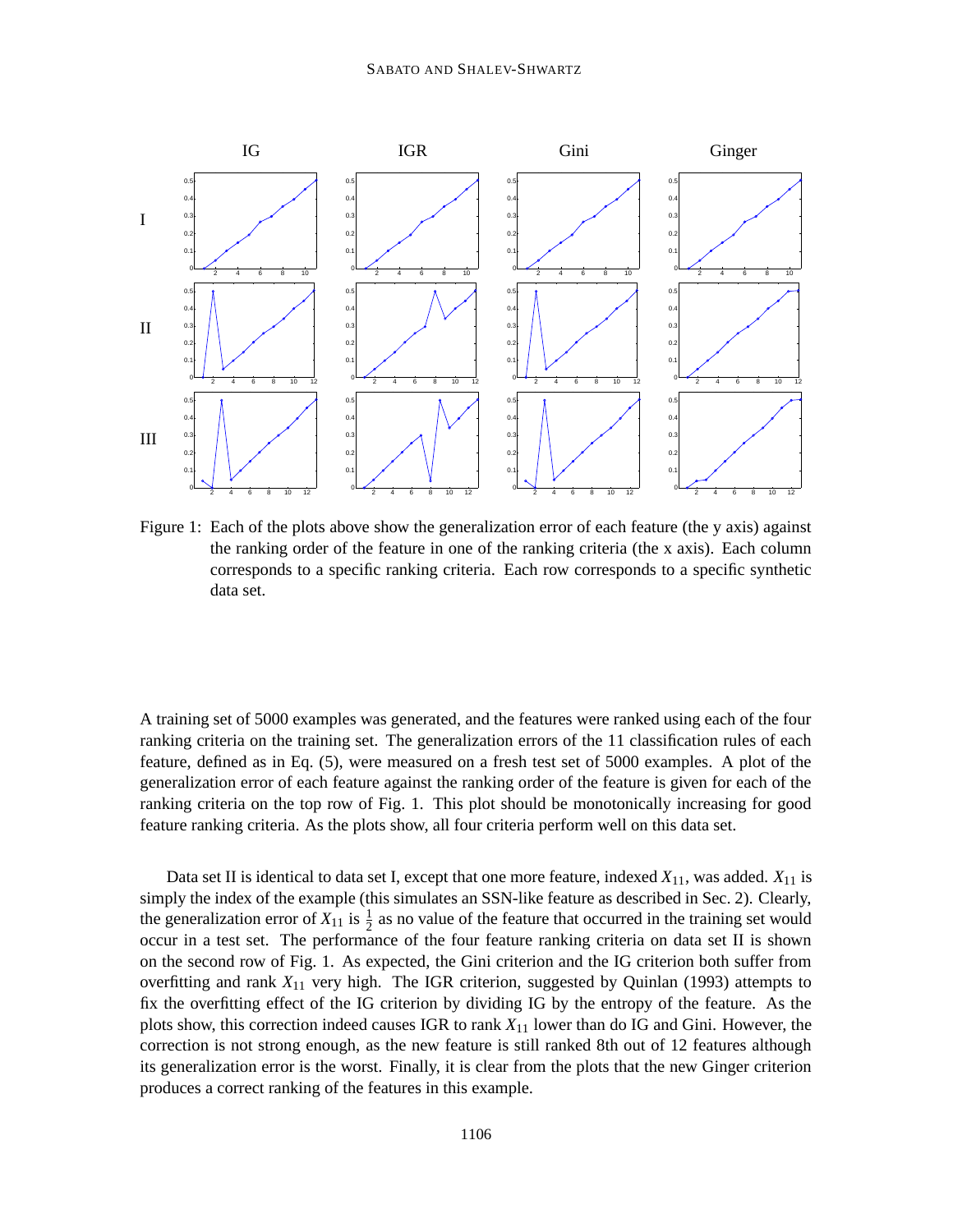Figure 1: Each of the plots above show the generalization error of each feature (the y axis) against the ranking order of the feature in one of the ranking criteria (the x axis). Each column corresponds to a specific ranking criteria. Each row corresponds to a specific synthetic data set.

A training set of 5000 examples was generated, and the features were ranked using each of the four ranking criteria on the training set. The generalization errors of the 11 classification rules of each feature, defined as in Eq. (5), were measured on a fresh test set of 5000 examples. A plot of the generalization error of each feature against the ranking order of the feature is given for each of the ranking criteria on the top row of Fig. 1. This plot should be monotonically increasing for good feature ranking criteria. As the plots show, all four criteria perform well on this data set.

Data set II is identical to data set I, except that one more feature, indexed $X_{11}$, was added. $X_{11}$ is simply the index of the example (this simulates an SSN-like feature as described in Sec. 2). Clearly, the generalization error of $X_{11}$ is $\frac{1}{2}$ as no value of the feature that occurred in the training set would occur in a test set. The performance of the four feature ranking criteria on data set II is shown on the second row of Fig. 1. As expected, the Gini criterion and the IG criterion both suffer from overfitting and rank $X_{11}$ very high. The IGR criterion, suggested by Quinlan (1993) attempts to fix the overfitting effect of the IG criterion by dividing IG by the entropy of the feature. As the plots show, this correction indeed causes IGR to rank $X_{11}$ lower than do IG and Gini. However, the correction is not strong enough, as the new feature is still ranked 8th out of 12 features although its generalization error is the worst. Finally, it is clear from the plots that the new Ginger criterion produces a correct ranking of the features in this example.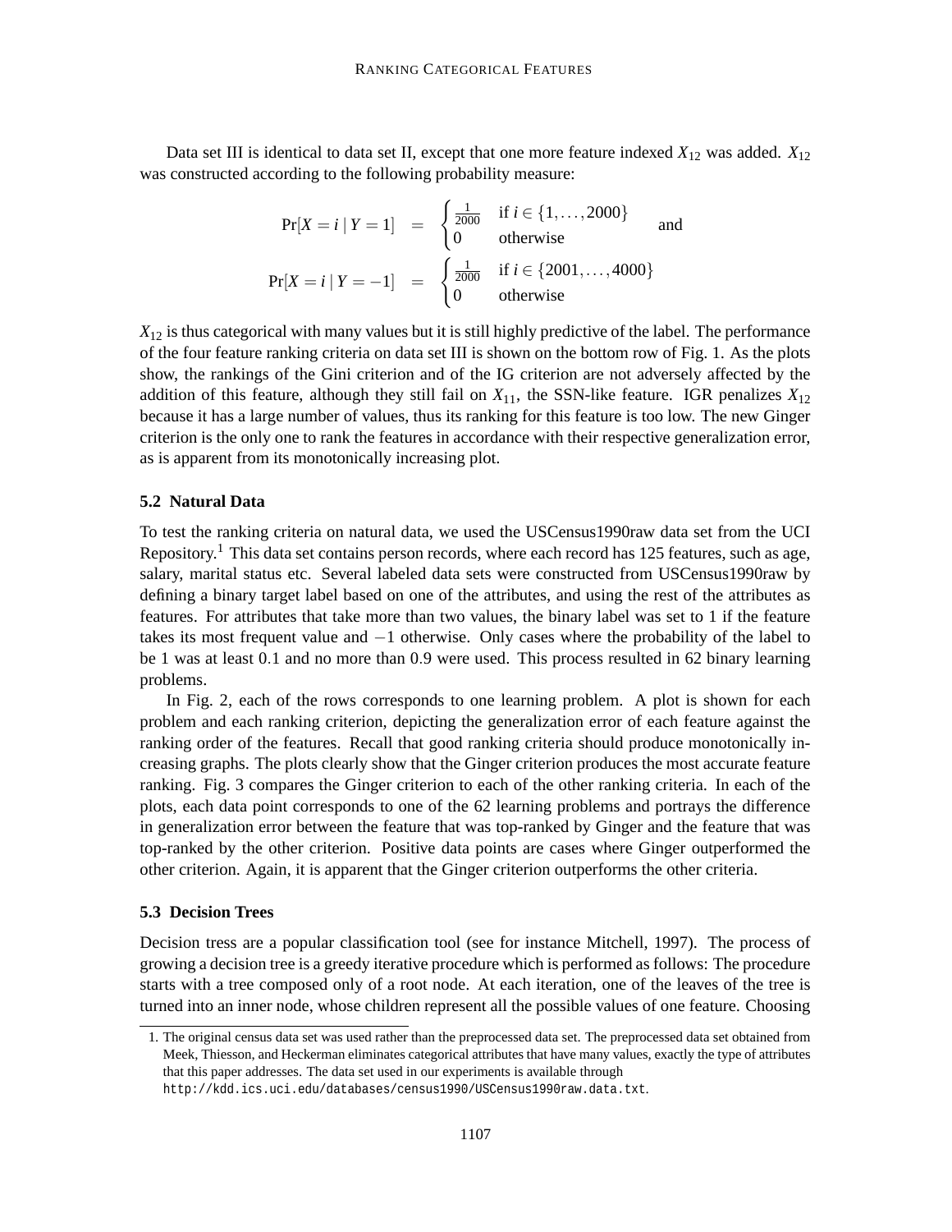Data set III is identical to data set II, except that one more feature indexed $X_{12}$ was added. $X_{12}$ was constructed according to the following probability measure:

$$
\begin{aligned}
\Pr[X = i \mid Y = 1] &= \begin{cases} \frac{1}{2000} & \text{if } i \in \{1, \ldots, 2000\} \\ 0 & \text{otherwise} \end{cases} \quad \text{and} \\
\Pr[X = i \mid Y = -1] &= \begin{cases} \frac{1}{2000} & \text{if } i \in \{2001, \ldots, 4000\} \\ 0 & \text{otherwise} \end{cases}
\end{aligned}
$$

$X_{12}$ is thus categorical with many values but it is still highly predictive of the label. The performance of the four feature ranking criteria on data set III is shown on the bottom row of Fig. 1. As the plots show, the rankings of the Gini criterion and of the IG criterion are not adversely affected by the addition of this feature, although they still fail on $X_{11}$, the SSN-like feature. IGR penalizes $X_{12}$ because it has a large number of values, thus its ranking for this feature is too low. The new Ginger criterion is the only one to rank the features in accordance with their respective generalization error, as is apparent from its monotonically increasing plot.

### 5.2 Natural Data

To test the ranking criteria on natural data, we used the USCensus1990raw data set from the UCI Repository.[1] This data set contains person records, where each record has 125 features, such as age, salary, marital status etc. Several labeled data sets were constructed from USCensus1990raw by defining a binary target label based on one of the attributes, and using the rest of the attributes as features. For attributes that take more than two values, the binary label was set to 1 if the feature takes its most frequent value and $-1$ otherwise. Only cases where the probability of the label to be 1 was at least 0.1 and no more than 0.9 were used. This process resulted in 62 binary learning problems.

In Fig. 2, each of the rows corresponds to one learning problem. A plot is shown for each problem and each ranking criterion, depicting the generalization error of each feature against the ranking order of the features. Recall that good ranking criteria should produce monotonically increasing graphs. The plots clearly show that the Ginger criterion produces the most accurate feature ranking. Fig. 3 compares the Ginger criterion to each of the other ranking criteria. In each of the plots, each data point corresponds to one of the 62 learning problems and portrays the difference in generalization error between the feature that was top-ranked by Ginger and the feature that was top-ranked by the other criterion. Positive data points are cases where Ginger outperformed the other criterion. Again, it is apparent that the Ginger criterion outperforms the other criteria.

### 5.3 Decision Trees

Decision tress are a popular classification tool (see for instance Mitchell, 1997). The process of growing a decision tree is a greedy iterative procedure which is performed as follows: The procedure starts with a tree composed only of a root node. At each iteration, one of the leaves of the tree is turned into an inner node, whose children represent all the possible values of one feature. Choosing

---

1. The original census data set was used rather than the preprocessed data set. The preprocessed data set obtained from Meek, Thiesson, and Heckerman eliminates categorical attributes that have many values, exactly the type of attributes that this paper addresses. The data set used in our experiments is available through `http://kdd.ics.uci.edu/databases/census1990/USCensus1990raw.data.txt`.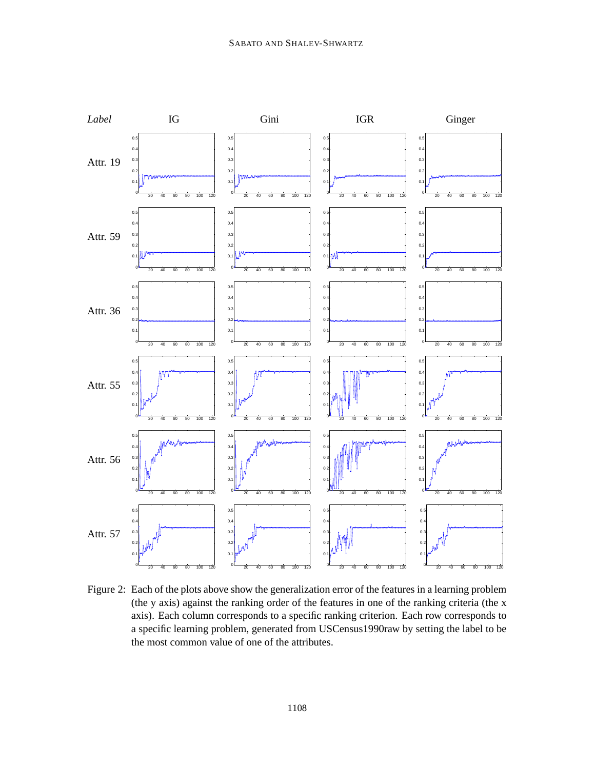Figure 2: Each of the plots above show the generalization error of the features in a learning problem (the y axis) against the ranking order of the features in one of the ranking criteria (the x axis). Each column corresponds to a specific ranking criterion. Each row corresponds to a specific learning problem, generated from USCensus1990raw by setting the label to be the most common value of one of the attributes.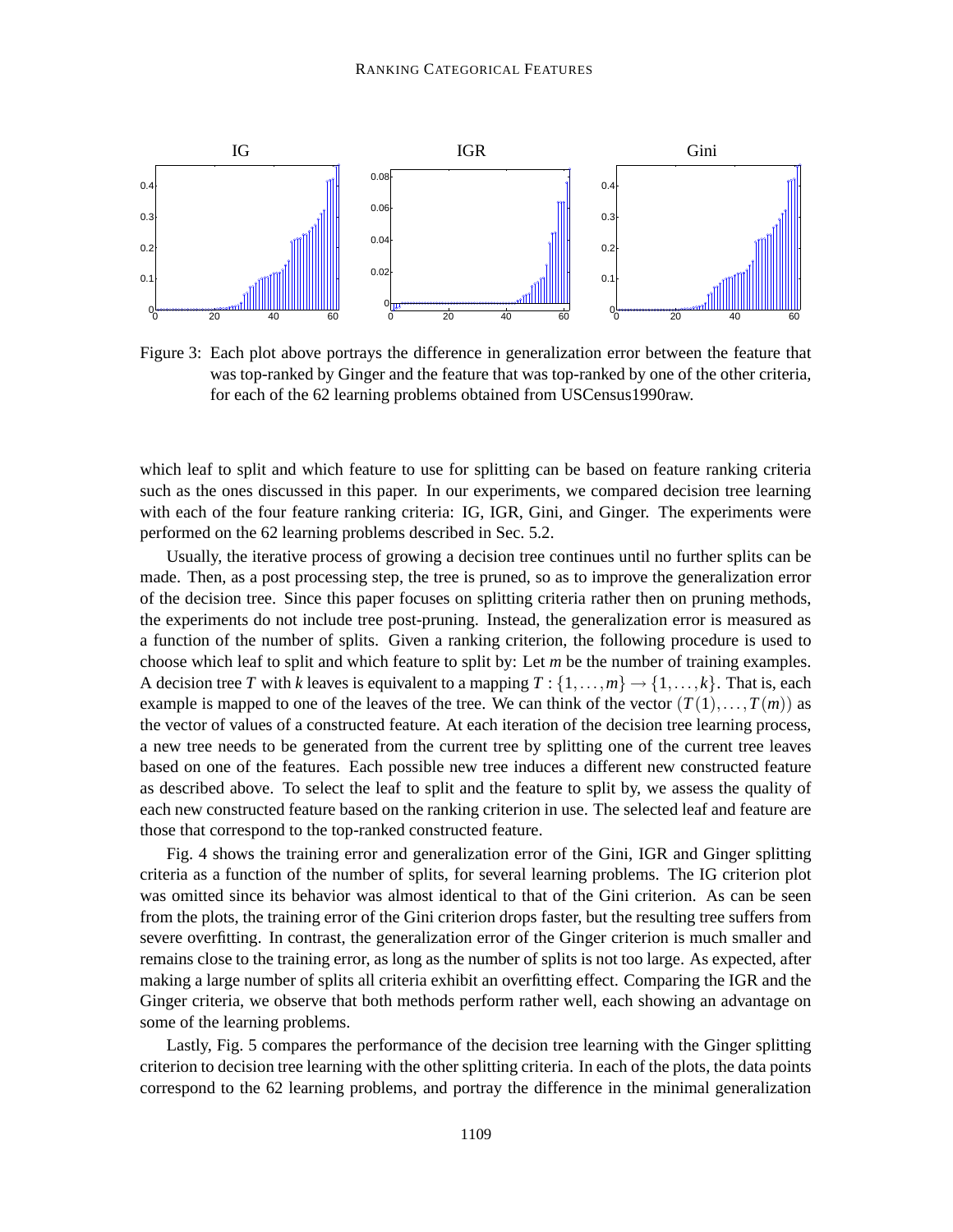Figure 3: Each plot above portrays the difference in generalization error between the feature that was top-ranked by Ginger and the feature that was top-ranked by one of the other criteria, for each of the 62 learning problems obtained from USCensus1990raw.

which leaf to split and which feature to use for splitting can be based on feature ranking criteria such as the ones discussed in this paper. In our experiments, we compared decision tree learning with each of the four feature ranking criteria: IG, IGR, Gini, and Ginger. The experiments were performed on the 62 learning problems described in Sec. 5.2.

Usually, the iterative process of growing a decision tree continues until no further splits can be made. Then, as a post processing step, the tree is pruned, so as to improve the generalization error of the decision tree. Since this paper focuses on splitting criteria rather then on pruning methods, the experiments do not include tree post-pruning. Instead, the generalization error is measured as a function of the number of splits. Given a ranking criterion, the following procedure is used to choose which leaf to split and which feature to split by: Let $m$ be the number of training examples. A decision tree $T$ with $k$ leaves is equivalent to a mapping $T : \{1,\ldots,m\} \rightarrow \{1,\ldots,k\}$. That is, each example is mapped to one of the leaves of the tree. We can think of the vector $(T(1),\ldots,T(m))$ as the vector of values of a constructed feature. At each iteration of the decision tree learning process, a new tree needs to be generated from the current tree by splitting one of the current tree leaves based on one of the features. Each possible new tree induces a different new constructed feature as described above. To select the leaf to split and the feature to split by, we assess the quality of each new constructed feature based on the ranking criterion in use. The selected leaf and feature are those that correspond to the top-ranked constructed feature.

Fig. 4 shows the training error and generalization error of the Gini, IGR and Ginger splitting criteria as a function of the number of splits, for several learning problems. The IG criterion plot was omitted since its behavior was almost identical to that of the Gini criterion. As can be seen from the plots, the training error of the Gini criterion drops faster, but the resulting tree suffers from severe overfitting. In contrast, the generalization error of the Ginger criterion is much smaller and remains close to the training error, as long as the number of splits is not too large. As expected, after making a large number of splits all criteria exhibit an overfitting effect. Comparing the IGR and the Ginger criteria, we observe that both methods perform rather well, each showing an advantage on some of the learning problems.

Lastly, Fig. 5 compares the performance of the decision tree learning with the Ginger splitting criterion to decision tree learning with the other splitting criteria. In each of the plots, the data points correspond to the 62 learning problems, and portray the difference in the minimal generalization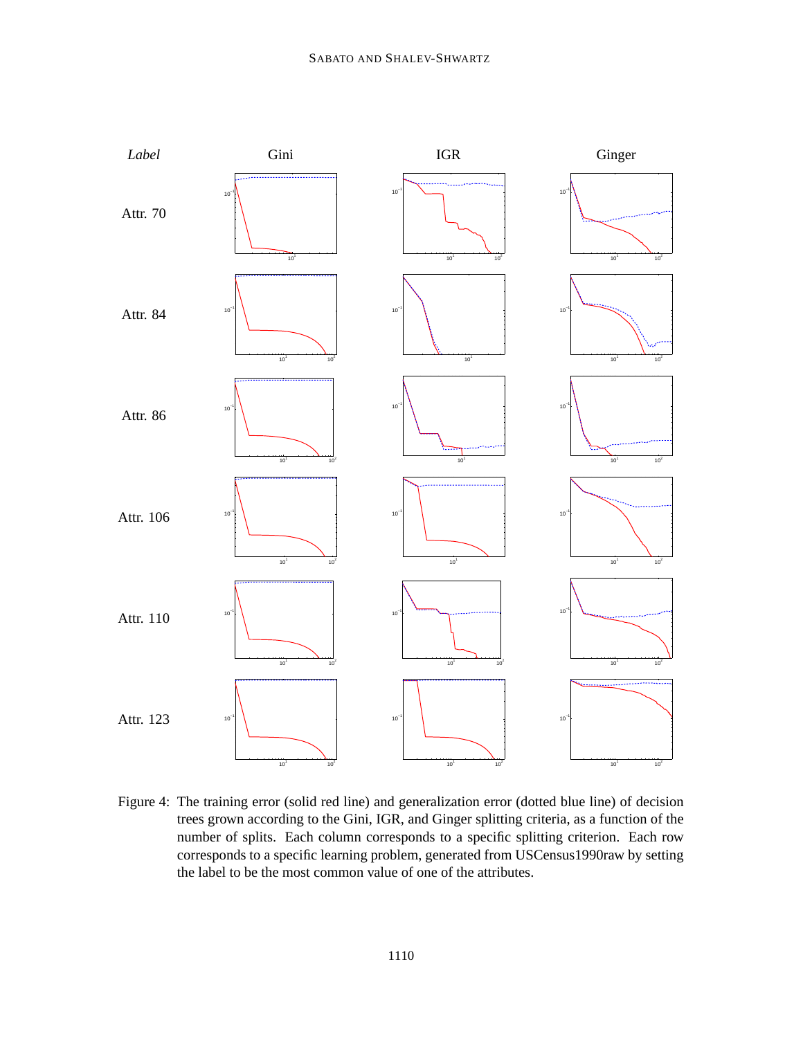Figure 4: The training error (solid red line) and generalization error (dotted blue line) of decision trees grown according to the Gini, IGR, and Ginger splitting criteria, as a function of the number of splits. Each column corresponds to a specific splitting criterion. Each row corresponds to a specific learning problem, generated from USCensus1990raw by setting the label to be the most common value of one of the attributes.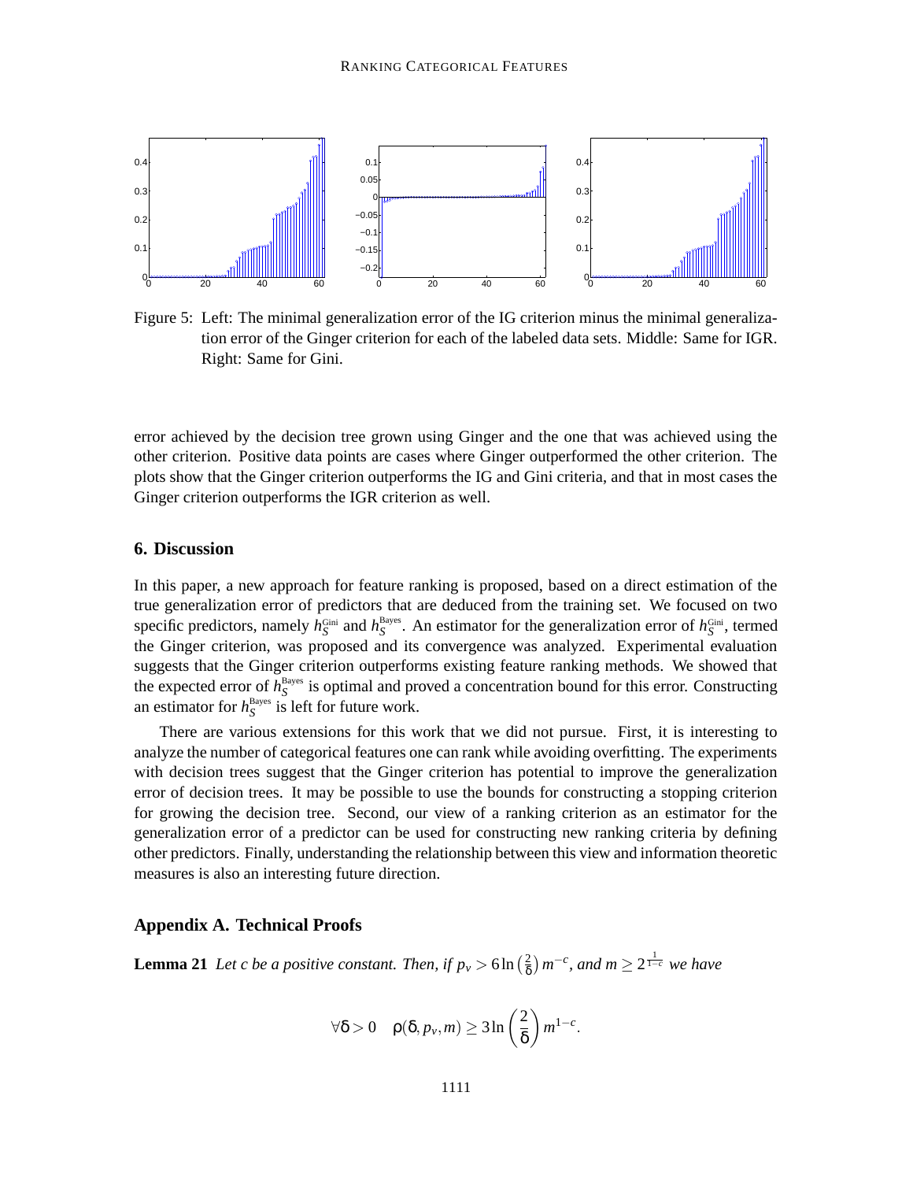Figure 5: Left: The minimal generalization error of the IG criterion minus the minimal generalization error of the Ginger criterion for each of the labeled data sets. Middle: Same for IGR. Right: Same for Gini.

error achieved by the decision tree grown using Ginger and the one that was achieved using the other criterion. Positive data points are cases where Ginger outperformed the other criterion. The plots show that the Ginger criterion outperforms the IG and Gini criteria, and that in most cases the Ginger criterion outperforms the IGR criterion as well.

## 6. Discussion

In this paper, a new approach for feature ranking is proposed, based on a direct estimation of the true generalization error of predictors that are deduced from the training set. We focused on two specific predictors, namely $h_S^{\text{Gini}}$ and $h_S^{\text{Bayes}}$. An estimator for the generalization error of $h_S^{\text{Gini}}$, termed the Ginger criterion, was proposed and its convergence was analyzed. Experimental evaluation suggests that the Ginger criterion outperforms existing feature ranking methods. We showed that the expected error of $h_S^{\text{Bayes}}$ is optimal and proved a concentration bound for this error. Constructing an estimator for $h_S^{\text{Bayes}}$ is left for future work.

There are various extensions for this work that we did not pursue. First, it is interesting to analyze the number of categorical features one can rank while avoiding overfitting. The experiments with decision trees suggest that the Ginger criterion has potential to improve the generalization error of decision trees. It may be possible to use the bounds for constructing a stopping criterion for growing the decision tree. Second, our view of a ranking criterion as an estimator for the generalization error of a predictor can be used for constructing new ranking criteria by defining other predictors. Finally, understanding the relationship between this view and information theoretic measures is also an interesting future direction.

## Appendix A. Technical Proofs

**Lemma 21** *Let $c$ be a positive constant. Then, if $p_v > 6\ln\left(\frac{2}{\delta}\right)m^{-c}$, and $m \geq 2^{\frac{1}{1-c}}$ we have*

$$\forall\delta > 0 \quad \rho(\delta, p_v, m) \geq 3\ln\left(\frac{2}{\delta}\right)m^{1-c}.$$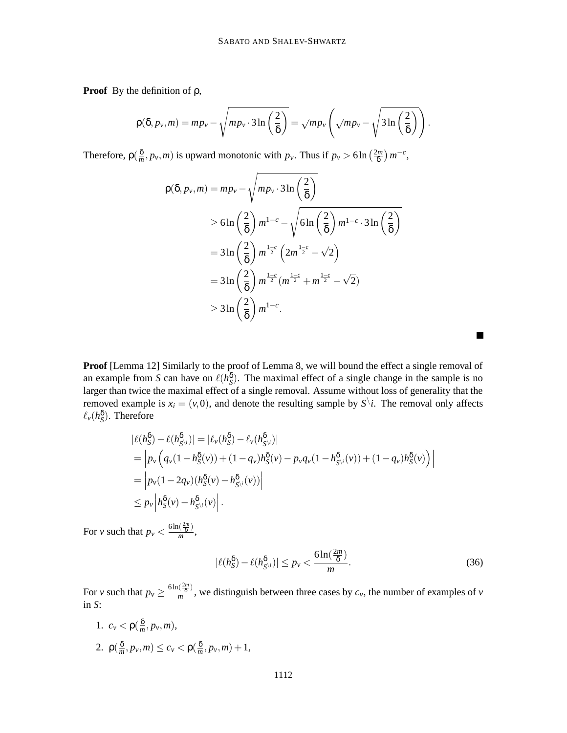**Proof** By the definition of $\rho$,

$$\rho(\delta, p_v, m) = mp_v - \sqrt{mp_v \cdot 3\ln\left(\frac{2}{\delta}\right)} = \sqrt{mp_v}\left(\sqrt{mp_v} - \sqrt{3\ln\left(\frac{2}{\delta}\right)}\right).$$

Therefore, $\rho(\frac{\delta}{m}, p_v, m)$ is upward monotonic with $p_v$. Thus if $p_v > 6\ln\left(\frac{2m}{\delta}\right)m^{-c}$,

$$\begin{aligned}
\rho(\delta, p_v, m) &= mp_v - \sqrt{mp_v \cdot 3\ln\left(\frac{2}{\delta}\right)} \\
&\geq 6\ln\left(\frac{2}{\delta}\right)m^{1-c} - \sqrt{6\ln\left(\frac{2}{\delta}\right)m^{1-c} \cdot 3\ln\left(\frac{2}{\delta}\right)} \\
&= 3\ln\left(\frac{2}{\delta}\right)m^{\frac{1-c}{2}}\left(2m^{\frac{1-c}{2}} - \sqrt{2}\right) \\
&= 3\ln\left(\frac{2}{\delta}\right)m^{\frac{1-c}{2}}(m^{\frac{1-c}{2}} + m^{\frac{1-c}{2}} - \sqrt{2}) \\
&\geq 3\ln\left(\frac{2}{\delta}\right)m^{1-c}.
\end{aligned}$$

■

**Proof** [Lemma 12] Similarly to the proof of Lemma 8, we will bound the effect a single removal of an example from $S$ can have on $\ell(h_S^\delta)$. The maximal effect of a single change in the sample is no larger than twice the maximal effect of a single removal. Assume without loss of generality that the removed example is $x_i = (v, 0)$, and denote the resulting sample by $S^{\setminus i}$. The removal only affects $\ell_v(h_S^\delta)$. Therefore

$$\begin{aligned}
&|\ell(h_S^\delta) - \ell(h_{S^{\setminus i}}^\delta)| = |\ell_v(h_S^\delta) - \ell_v(h_{S^{\setminus i}}^\delta)| \\
&= \left|p_v\left(q_v(1 - h_S^\delta(v)) + (1 - q_v)h_S^\delta(v) - p_v q_v(1 - h_{S^{\setminus i}}^\delta(v)) + (1 - q_v)h_S^\delta(v)\right)\right| \\
&= \left|p_v(1 - 2q_v)(h_S^\delta(v) - h_{S^{\setminus i}}^\delta(v))\right| \\
&\leq p_v\left|h_S^\delta(v) - h_{S^{\setminus i}}^\delta(v)\right|.
\end{aligned}$$

For $v$ such that $p_v < \frac{6\ln(\frac{2m}{\delta})}{m}$,

$$|\ell(h_S^\delta) - \ell(h_{S^{\setminus i}}^\delta)| \leq p_v < \frac{6\ln(\frac{2m}{\delta})}{m}. \tag{36}$$

For $v$ such that $p_v \geq \frac{6\ln(\frac{2m}{\delta})}{m}$, we distinguish between three cases by $c_v$, the number of examples of $v$ in $S$:

1. $c_v < \rho(\frac{\delta}{m}, p_v, m)$,
2. $\rho(\frac{\delta}{m}, p_v, m) \leq c_v < \rho(\frac{\delta}{m}, p_v, m) + 1$,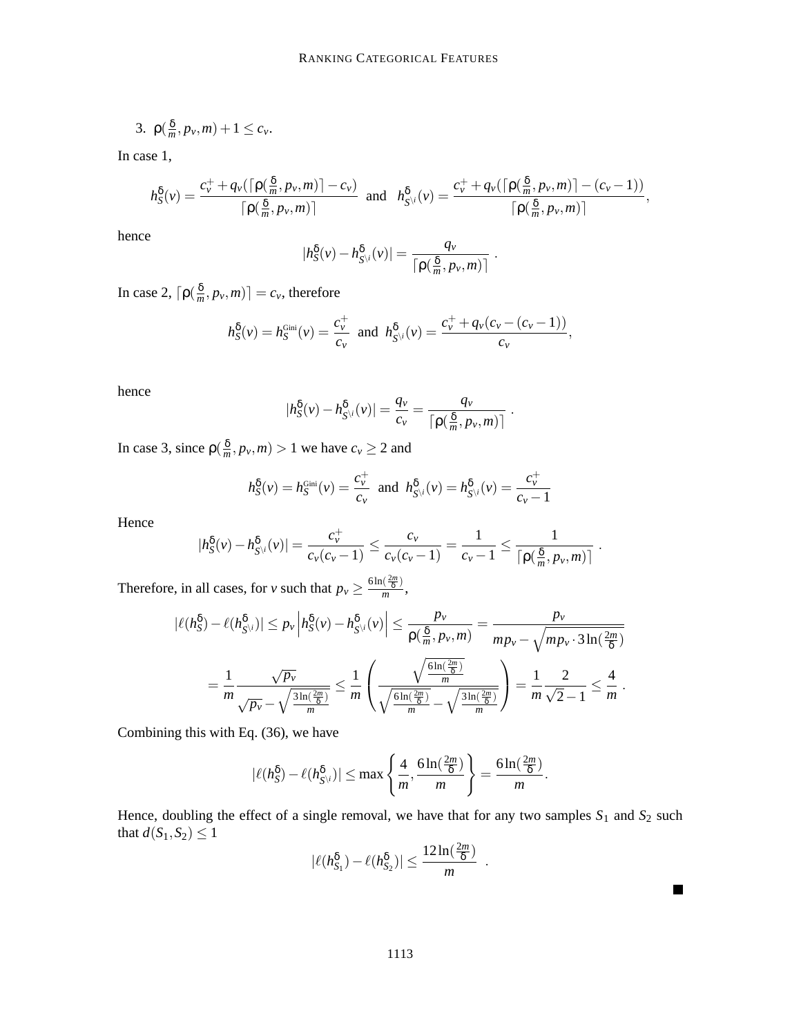3. $\rho(\frac{\delta}{m}, p_v, m) + 1 \leq c_v$.

In case 1,

$$h_S^\delta(v) = \frac{c_v^+ + q_v(\lceil \rho(\frac{\delta}{m}, p_v, m) \rceil - c_v)}{\lceil \rho(\frac{\delta}{m}, p_v, m) \rceil} \text{ and } h_{S^{\setminus i}}^\delta(v) = \frac{c_v^+ + q_v(\lceil \rho(\frac{\delta}{m}, p_v, m) \rceil - (c_v - 1))}{\lceil \rho(\frac{\delta}{m}, p_v, m) \rceil},$$

hence

$$|h_S^\delta(v) - h_{S^{\setminus i}}^\delta(v)| = \frac{q_v}{\lceil \rho(\frac{\delta}{m}, p_v, m) \rceil} .$$

In case 2, $\lceil \rho(\frac{\delta}{m}, p_v, m) \rceil = c_v$, therefore

$$h_S^\delta(v) = h_S^{\text{Gini}}(v) = \frac{c_v^+}{c_v} \text{ and } h_{S^{\setminus i}}^\delta(v) = \frac{c_v^+ + q_v(c_v - (c_v - 1))}{c_v},$$

hence

$$|h_S^\delta(v) - h_{S^{\setminus i}}^\delta(v)| = \frac{q_v}{c_v} = \frac{q_v}{\lceil \rho(\frac{\delta}{m}, p_v, m) \rceil} .$$

In case 3, since $\rho(\frac{\delta}{m}, p_v, m) > 1$ we have $c_v \geq 2$ and

$$h_S^\delta(v) = h_S^{\text{Gini}}(v) = \frac{c_v^+}{c_v} \text{ and } h_{S^{\setminus i}}^\delta(v) = h_{S^{\setminus i}}^\delta(v) = \frac{c_v^+}{c_v - 1}$$

Hence

$$|h_S^\delta(v) - h_{S^{\setminus i}}^\delta(v)| = \frac{c_v^+}{c_v(c_v - 1)} \leq \frac{c_v}{c_v(c_v - 1)} = \frac{1}{c_v - 1} \leq \frac{1}{\lceil \rho(\frac{\delta}{m}, p_v, m) \rceil} .$$

Therefore, in all cases, for $v$ such that $p_v \geq \frac{6\ln(\frac{2m}{\delta})}{m}$,

$$|\ell(h_S^\delta) - \ell(h_{S^{\setminus i}}^\delta)| \leq p_v \left| h_S^\delta(v) - h_{S^{\setminus i}}^\delta(v) \right| \leq \frac{p_v}{\rho(\frac{\delta}{m}, p_v, m)} = \frac{p_v}{mp_v - \sqrt{mp_v \cdot 3\ln(\frac{2m}{\delta})}}$$

$$= \frac{1}{m} \frac{\sqrt{p_v}}{\sqrt{p_v} - \sqrt{\frac{3\ln(\frac{2m}{\delta})}{m}}} \leq \frac{1}{m} \left( \frac{\sqrt{\frac{6\ln(\frac{2m}{\delta})}{m}}}{\sqrt{\frac{6\ln(\frac{2m}{\delta})}{m}} - \sqrt{\frac{3\ln(\frac{2m}{\delta})}{m}}} \right) = \frac{1}{m} \frac{2}{\sqrt{2} - 1} \leq \frac{4}{m} .$$

Combining this with Eq. (36), we have

$$|\ell(h_S^\delta) - \ell(h_{S^{\setminus i}}^\delta)| \leq \max \left\{ \frac{4}{m}, \frac{6\ln(\frac{2m}{\delta})}{m} \right\} = \frac{6\ln(\frac{2m}{\delta})}{m}.$$

Hence, doubling the effect of a single removal, we have that for any two samples $S_1$ and $S_2$ such that $d(S_1, S_2) \leq 1$

$$|\ell(h_{S_1}^\delta) - \ell(h_{S_2}^\delta)| \leq \frac{12\ln(\frac{2m}{\delta})}{m} .$$

■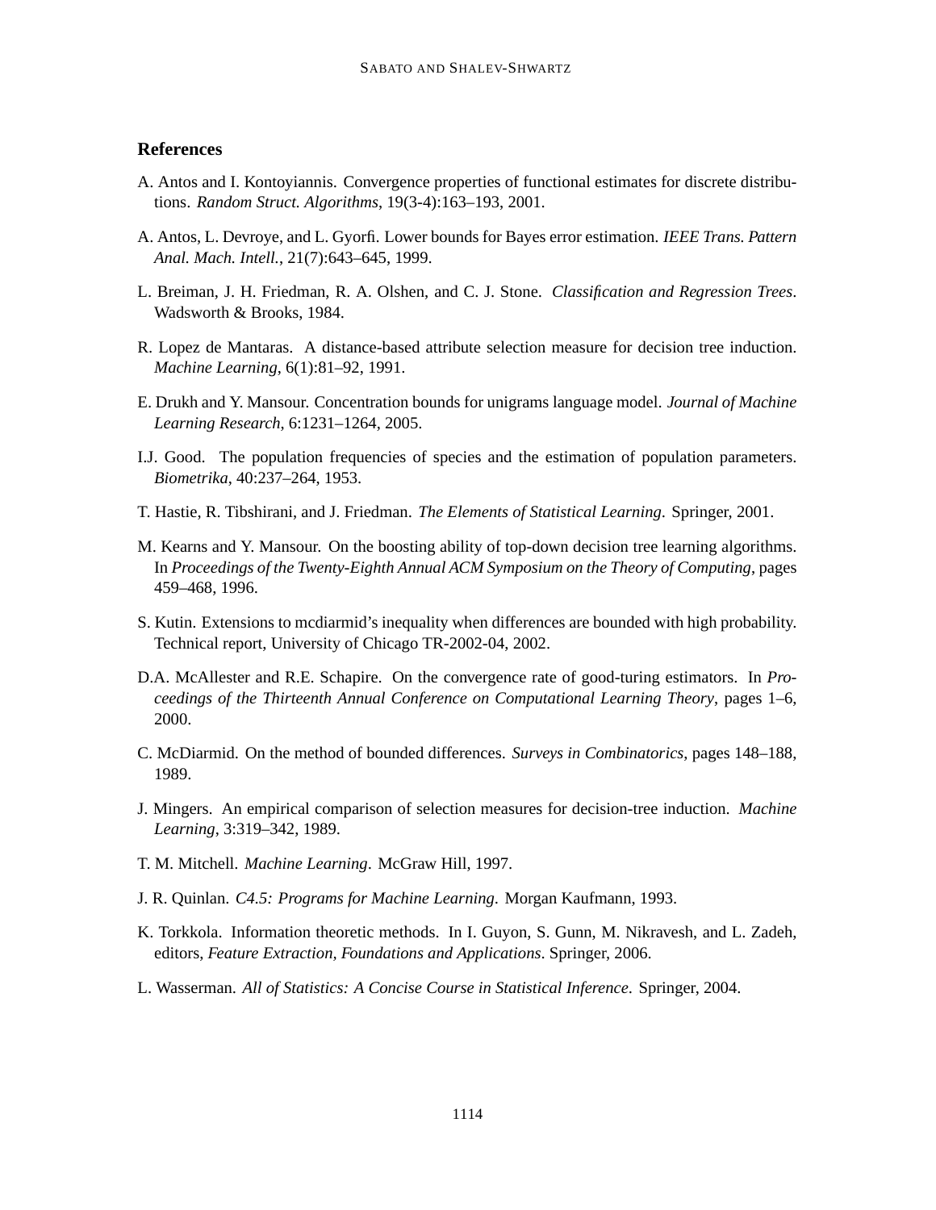## References

A. Antos and I. Kontoyiannis. Convergence properties of functional estimates for discrete distributions. *Random Struct. Algorithms*, 19(3-4):163–193, 2001.

A. Antos, L. Devroye, and L. Gyorfi. Lower bounds for Bayes error estimation. *IEEE Trans. Pattern Anal. Mach. Intell.*, 21(7):643–645, 1999.

L. Breiman, J. H. Friedman, R. A. Olshen, and C. J. Stone. *Classification and Regression Trees*. Wadsworth & Brooks, 1984.

R. Lopez de Mantaras. A distance-based attribute selection measure for decision tree induction. *Machine Learning*, 6(1):81–92, 1991.

E. Drukh and Y. Mansour. Concentration bounds for unigrams language model. *Journal of Machine Learning Research*, 6:1231–1264, 2005.

I.J. Good. The population frequencies of species and the estimation of population parameters. *Biometrika*, 40:237–264, 1953.

T. Hastie, R. Tibshirani, and J. Friedman. *The Elements of Statistical Learning*. Springer, 2001.

M. Kearns and Y. Mansour. On the boosting ability of top-down decision tree learning algorithms. In *Proceedings of the Twenty-Eighth Annual ACM Symposium on the Theory of Computing*, pages 459–468, 1996.

S. Kutin. Extensions to mcdiarmid's inequality when differences are bounded with high probability. Technical report, University of Chicago TR-2002-04, 2002.

D.A. McAllester and R.E. Schapire. On the convergence rate of good-turing estimators. In *Proceedings of the Thirteenth Annual Conference on Computational Learning Theory*, pages 1–6, 2000.

C. McDiarmid. On the method of bounded differences. *Surveys in Combinatorics*, pages 148–188, 1989.

J. Mingers. An empirical comparison of selection measures for decision-tree induction. *Machine Learning*, 3:319–342, 1989.

T. M. Mitchell. *Machine Learning*. McGraw Hill, 1997.

J. R. Quinlan. *C4.5: Programs for Machine Learning*. Morgan Kaufmann, 1993.

K. Torkkola. Information theoretic methods. In I. Guyon, S. Gunn, M. Nikravesh, and L. Zadeh, editors, *Feature Extraction, Foundations and Applications*. Springer, 2006.

L. Wasserman. *All of Statistics: A Concise Course in Statistical Inference*. Springer, 2004.